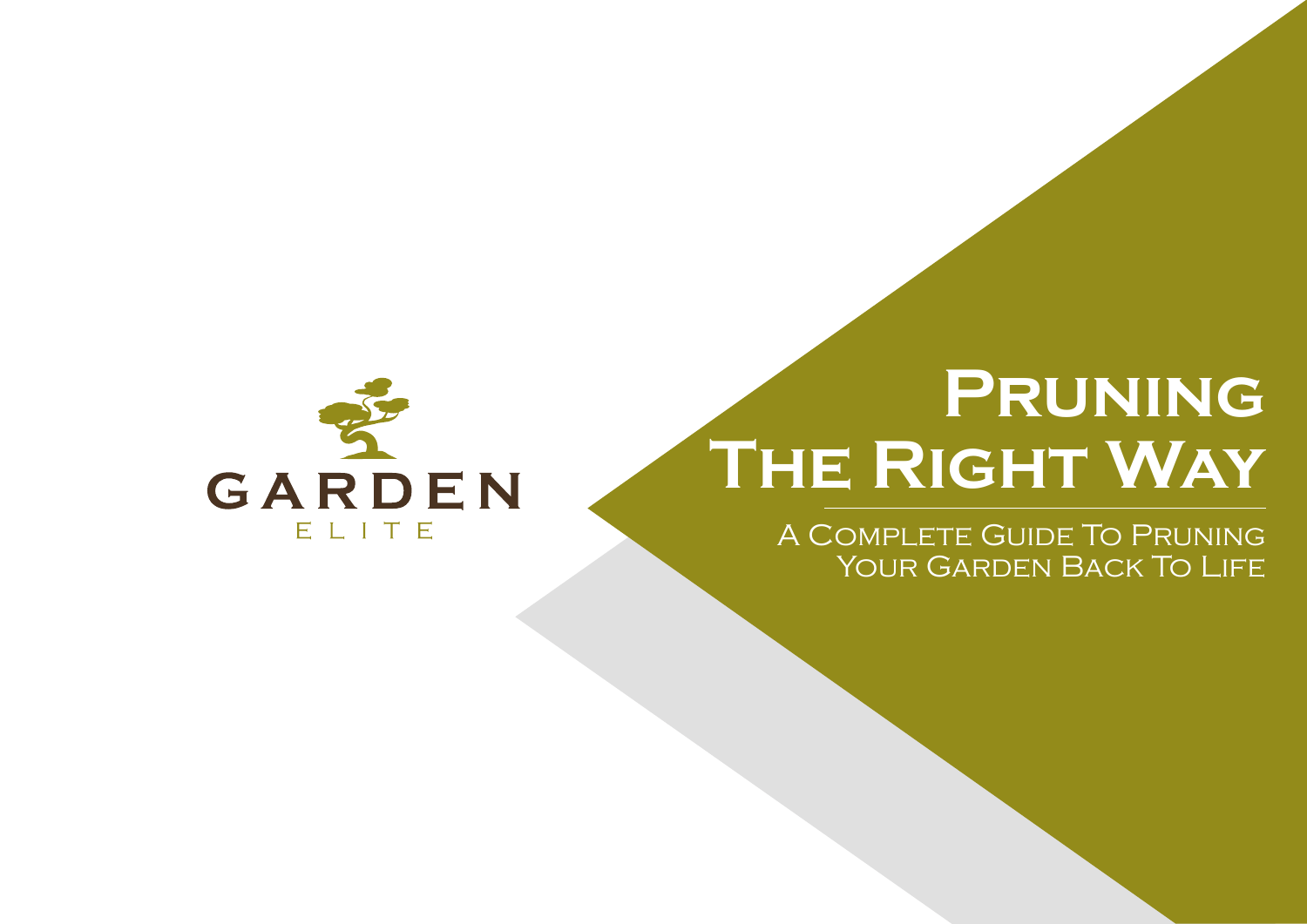GARDEN

ELITE

# Pruning The Right Way

A Complete Guide To Pruning Your Garden Back To Life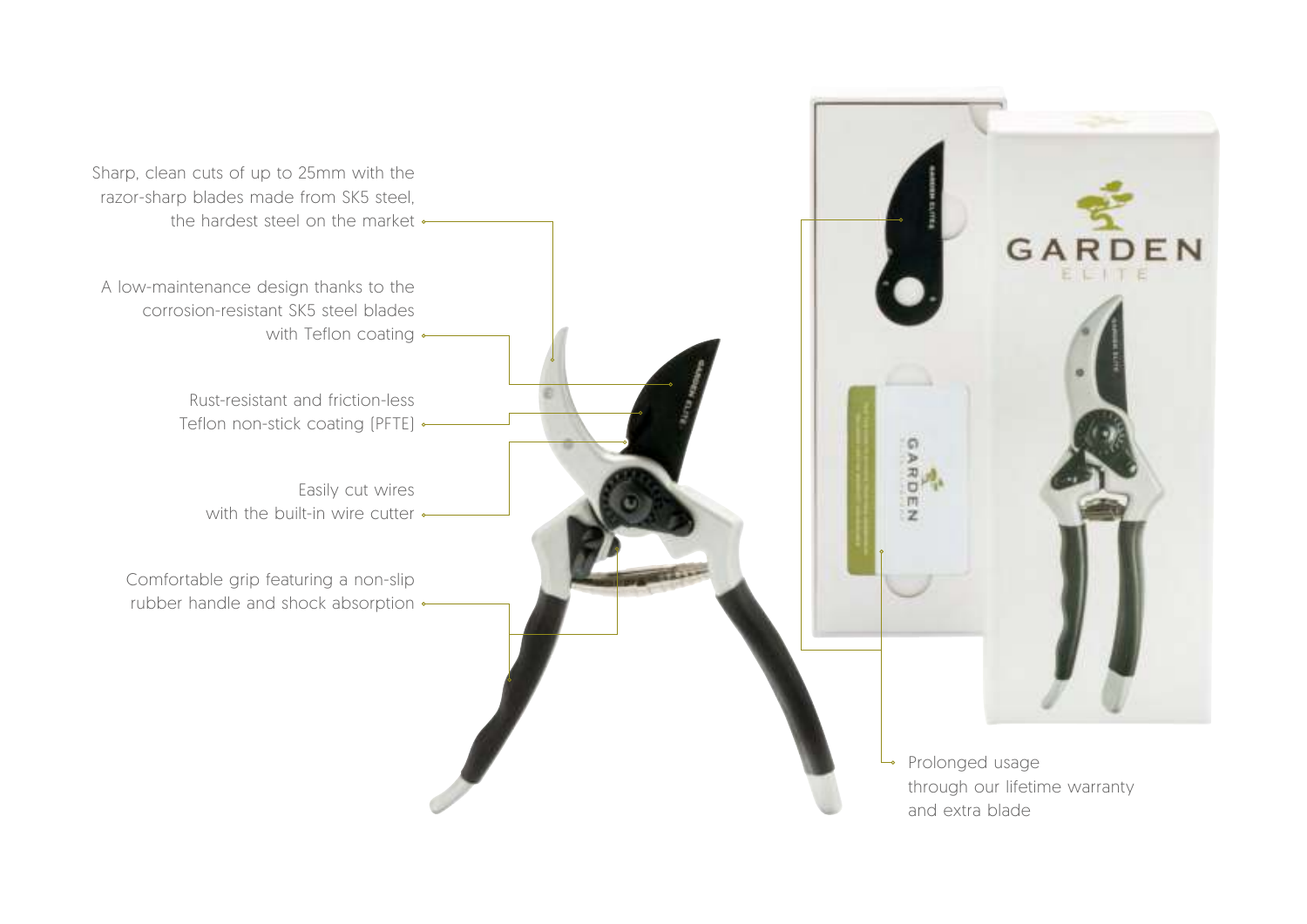Sharp, clean cuts of up to 25mm with the razor-sharp blades made from SK5 steel, the hardest steel on the market

A low-maintenance design thanks to the corrosion-resistant SK5 steel blades with Teflon coating

Rust-resistant and friction-less Teflon non-stick coating (PFTE)

Easily cut wires with the built-in wire cutter

Comfortable grip featuring a non-slip rubber handle and shock absorption

Prolonged usage through our lifetime warranty and extra blade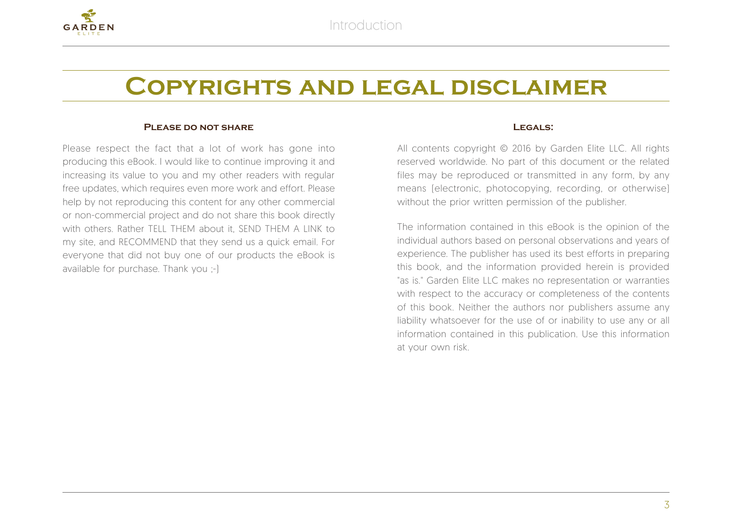# Copyrights and legal disclaimer

### Please do not share

Please respect the fact that a lot of work has gone into producing this eBook. I would like to continue improving it and increasing its value to you and my other readers with regular free updates, which requires even more work and effort. Please help by not reproducing this content for any other commercial or non-commercial project and do not share this book directly with others. Rather TELL THEM about it, SEND THEM A LINK to my site, and RECOMMEND that they send us a quick email. For everyone that did not buy one of our products the eBook is available for purchase. Thank you ;-)

### Legals:

All contents copyright © 2016 by Garden Elite LLC. All rights reserved worldwide. No part of this document or the related files may be reproduced or transmitted in any form, by any means (electronic, photocopying, recording, or otherwise) without the prior written permission of the publisher.

The information contained in this eBook is the opinion of the individual authors based on personal observations and years of experience. The publisher has used its best efforts in preparing this book, and the information provided herein is provided "as is." Garden Elite LLC makes no representation or warranties with respect to the accuracy or completeness of the contents of this book. Neither the authors nor publishers assume any liability whatsoever for the use of or inability to use any or all information contained in this publication. Use this information at your own risk.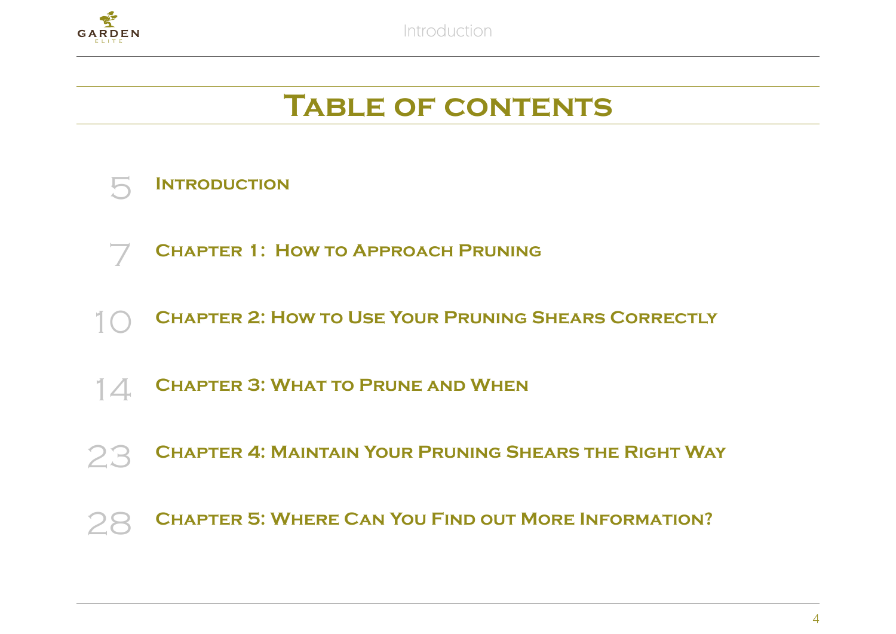# Table of contents

5 **Introduction**

7 **Chapter 1: How to Approach Pruning**

10 **Chapter 2: How to Use Your Pruning Shears Correctly**

14 **Chapter 3: What to Prune and When**

23 **Chapter 4: Maintain Your Pruning Shears the Right Way**

28 **Chapter 5: Where Can You Find out More Information?**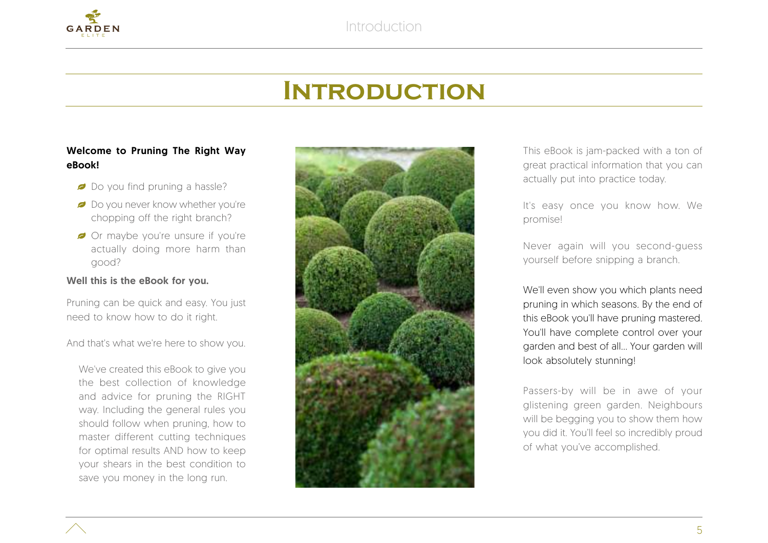# Introduction

**Welcome to Pruning The Right Way eBook!**

- Do you find pruning a hassle?
- Do you never know whether you're chopping off the right branch?
- Or maybe you're unsure if you're actually doing more harm than good?

**Well this is the eBook for you.**

Pruning can be quick and easy. You just need to know how to do it right.

And that's what we're here to show you.

We've created this eBook to give you the best collection of knowledge and advice for pruning the RIGHT way. Including the general rules you should follow when pruning, how to master different cutting techniques for optimal results AND how to keep your shears in the best condition to save you money in the long run.

This eBook is jam-packed with a ton of great practical information that you can actually put into practice today.

It's easy once you know how. We promise!

Never again will you second-guess yourself before snipping a branch.

We'll even show you which plants need pruning in which seasons. By the end of this eBook you'll have pruning mastered. You'll have complete control over your garden and best of all... Your garden will look absolutely stunning!

Passers-by will be in awe of your glistening green garden. Neighbours will be begging you to show them how you did it. You'll feel so incredibly proud of what you've accomplished.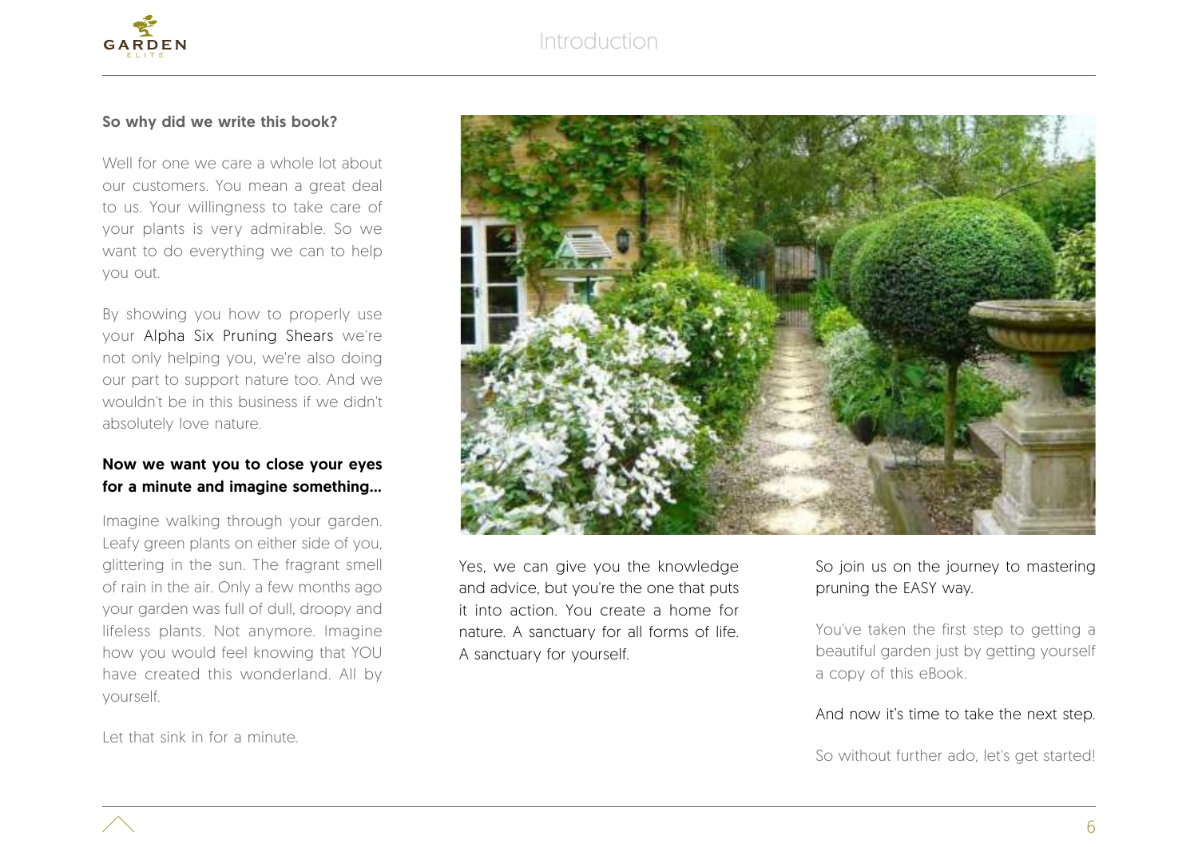**So why did we write this book?**

Well for one we care a whole lot about our customers. You mean a great deal to us. Your willingness to take care of your plants is very admirable. So we want to do everything we can to help you out.

By showing you how to properly use your Alpha Six Pruning Shears we're not only helping you, we're also doing our part to support nature too. And we wouldn't be in this business if we didn't absolutely love nature.

**Now we want you to close your eyes for a minute and imagine something...**

Imagine walking through your garden. Leafy green plants on either side of you, glittering in the sun. The fragrant smell of rain in the air. Only a few months ago your garden was full of dull, droopy and lifeless plants. Not anymore. Imagine how you would feel knowing that YOU have created this wonderland. All by yourself.

Let that sink in for a minute.

Yes, we can give you the knowledge and advice, but you're the one that puts it into action. You create a home for nature. A sanctuary for all forms of life. A sanctuary for yourself.

So join us on the journey to mastering pruning the EASY way.

You've taken the first step to getting a beautiful garden just by getting yourself a copy of this eBook.

And now it's time to take the next step.

So without further ado, let's get started!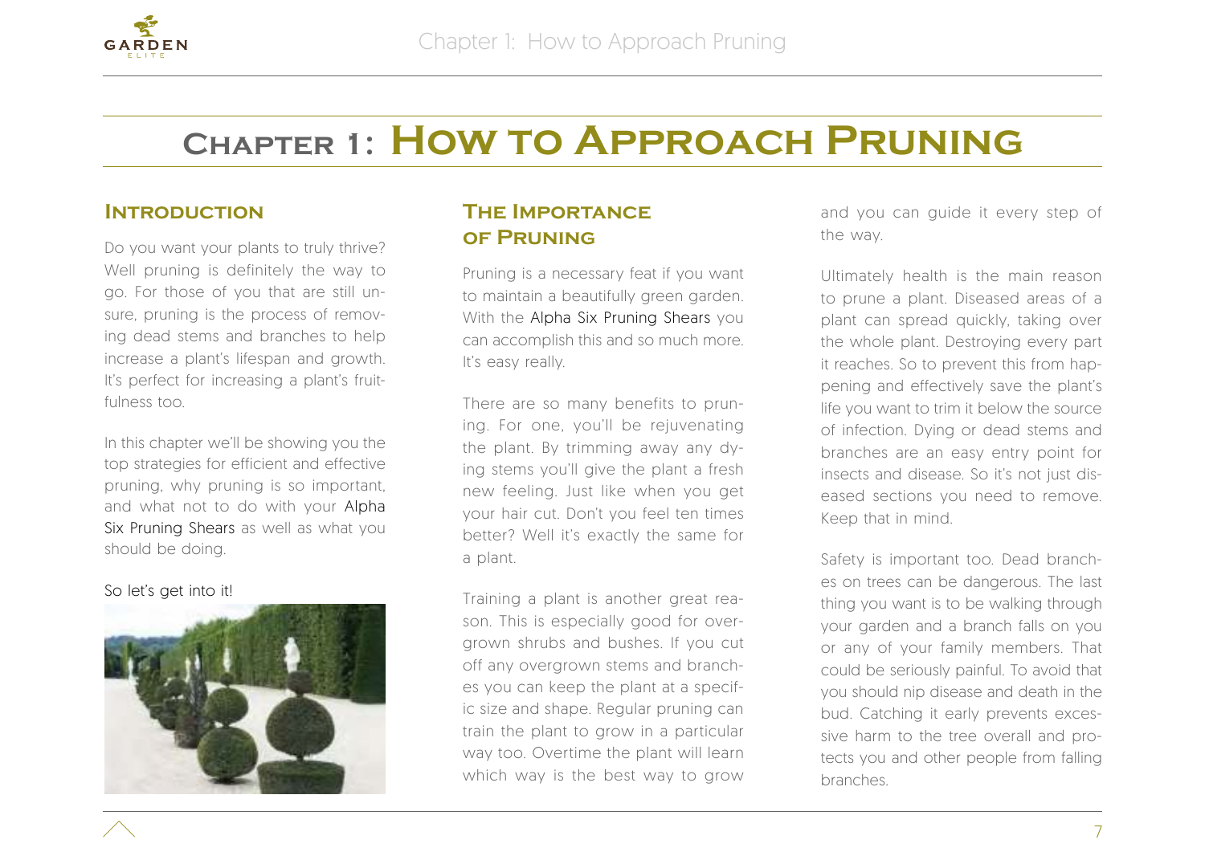# Chapter 1: How to Approach Pruning

## Introduction

Do you want your plants to truly thrive? Well pruning is definitely the way to go. For those of you that are still unsure, pruning is the process of removing dead stems and branches to help increase a plant's lifespan and growth. It's perfect for increasing a plant's fruitfulness too.

In this chapter we'll be showing you the top strategies for efficient and effective pruning, why pruning is so important, and what not to do with your Alpha Six Pruning Shears as well as what you should be doing.

So let's get into it!

## The Importance of Pruning

Pruning is a necessary feat if you want to maintain a beautifully green garden. With the Alpha Six Pruning Shears you can accomplish this and so much more. It's easy really.

There are so many benefits to pruning. For one, you'll be rejuvenating the plant. By trimming away any dying stems you'll give the plant a fresh new feeling. Just like when you get your hair cut. Don't you feel ten times better? Well it's exactly the same for a plant.

Training a plant is another great reason. This is especially good for overgrown shrubs and bushes. If you cut off any overgrown stems and branches you can keep the plant at a specific size and shape. Regular pruning can train the plant to grow in a particular way too. Overtime the plant will learn which way is the best way to grow and you can guide it every step of the way.

Ultimately health is the main reason to prune a plant. Diseased areas of a plant can spread quickly, taking over the whole plant. Destroying every part it reaches. So to prevent this from happening and effectively save the plant's life you want to trim it below the source of infection. Dying or dead stems and branches are an easy entry point for insects and disease. So it's not just diseased sections you need to remove. Keep that in mind.

Safety is important too. Dead branches on trees can be dangerous. The last thing you want is to be walking through your garden and a branch falls on you or any of your family members. That could be seriously painful. To avoid that you should nip disease and death in the bud. Catching it early prevents excessive harm to the tree overall and protects you and other people from falling branches.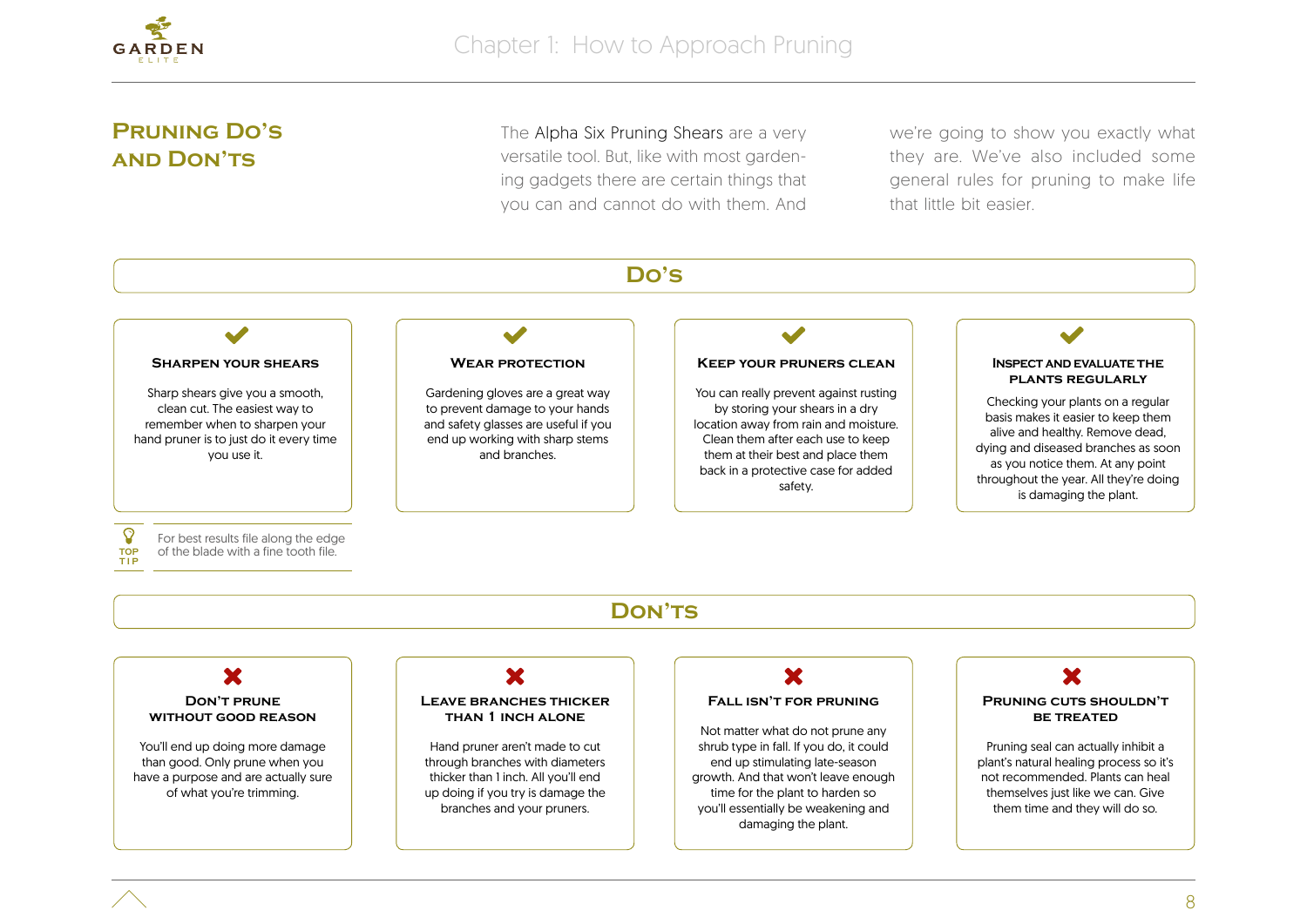## Pruning Do's and Don'ts

The Alpha Six Pruning Shears are a very versatile tool. But, like with most gardening gadgets there are certain things that you can and cannot do with them. And we're going to show you exactly what they are. We've also included some general rules for pruning to make life that little bit easier.

### Do's

#### Sharpen Your Shears

Sharp shears give you a smooth, clean cut. The easiest way to remember when to sharpen your hand pruner is to just do it every time you use it.

**TOP TIP**: For best results file along the edge of the blade with a fine tooth file.

#### Wear Protection

Gardening gloves are a great way to prevent damage to your hands and safety glasses are useful if you end up working with sharp stems and branches.

#### Keep Your Pruners Clean

You can really prevent against rusting by storing your shears in a dry location away from rain and moisture. Clean them after each use to keep them at their best and place them back in a protective case for added safety.

#### Inspect and Evaluate the Plants Regularly

Checking your plants on a regular basis makes it easier to keep them alive and healthy. Remove dead, dying and diseased branches as soon as you notice them. At any point throughout the year. All they're doing is damaging the plant.

### Don'ts

#### Don't Prune Without Good Reason

You'll end up doing more damage than good. Only prune when you have a purpose and are actually sure of what you're trimming.

#### Leave Branches Thicker Than 1 Inch Alone

Hand pruner aren't made to cut through branches with diameters thicker than 1 inch. All you'll end up doing if you try is damage the branches and your pruners.

#### Fall Isn't for Pruning

Not matter what do not prune any shrub type in fall. If you do, it could end up stimulating late-season growth. And that won't leave enough time for the plant to harden so you'll essentially be weakening and damaging the plant.

#### Pruning Cuts Shouldn't Be Treated

Pruning seal can actually inhibit a plant's natural healing process so it's not recommended. Plants can heal themselves just like we can. Give them time and they will do so.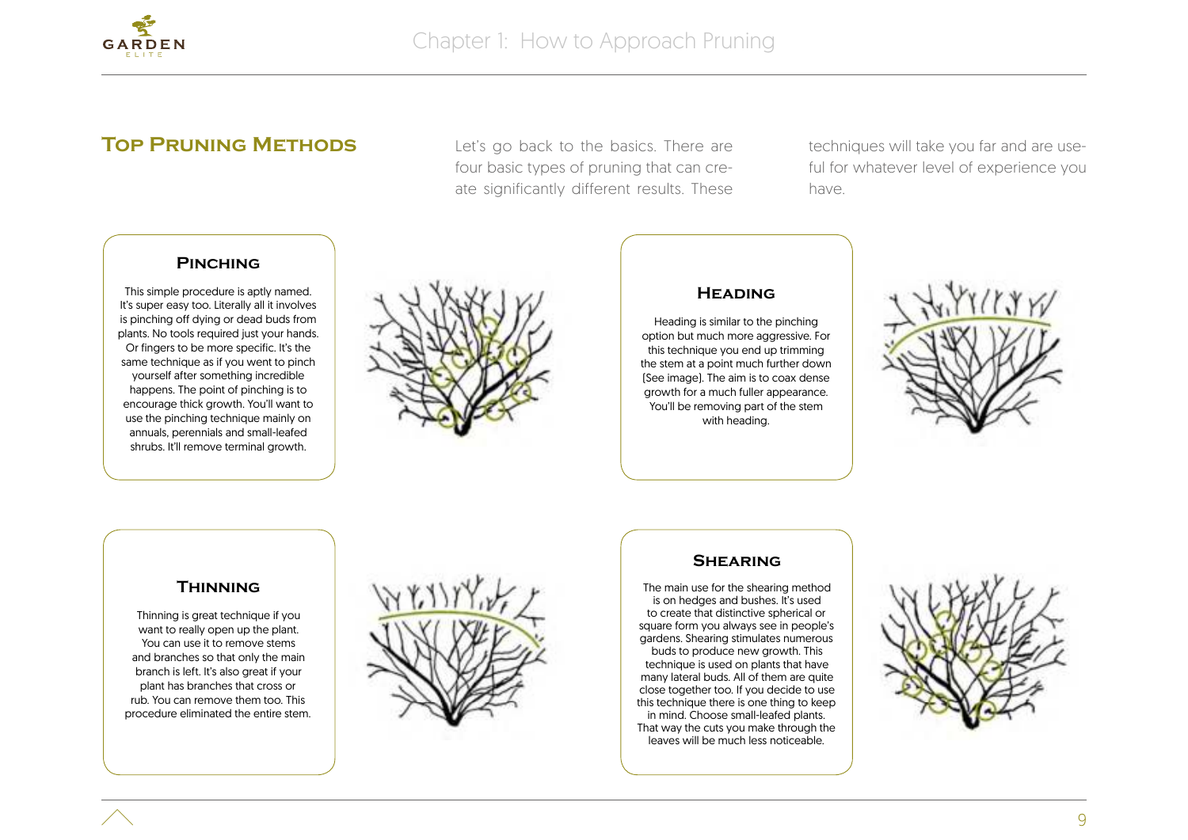## Top Pruning Methods

Let's go back to the basics. There are four basic types of pruning that can create significantly different results. These techniques will take you far and are useful for whatever level of experience you have.

### Pinching

This simple procedure is aptly named. It's super easy too. Literally all it involves is pinching off dying or dead buds from plants. No tools required just your hands. Or fingers to be more specific. It's the same technique as if you went to pinch yourself after something incredible happens. The point of pinching is to encourage thick growth. You'll want to use the pinching technique mainly on annuals, perennials and small-leafed shrubs. It'll remove terminal growth.

### Heading

Heading is similar to the pinching option but much more aggressive. For this technique you end up trimming the stem at a point much further down (See image). The aim is to coax dense growth for a much fuller appearance. You'll be removing part of the stem with heading.

### Thinning

Thinning is great technique if you want to really open up the plant. You can use it to remove stems and branches so that only the main branch is left. It's also great if your plant has branches that cross or rub. You can remove them too. This procedure eliminated the entire stem.

### Shearing

The main use for the shearing method is on hedges and bushes. It's used to create that distinctive spherical or square form you always see in people's gardens. Shearing stimulates numerous buds to produce new growth. This technique is used on plants that have many lateral buds. All of them are quite close together too. If you decide to use this technique there is one thing to keep in mind. Choose small-leafed plants. That way the cuts you make through the leaves will be much less noticeable.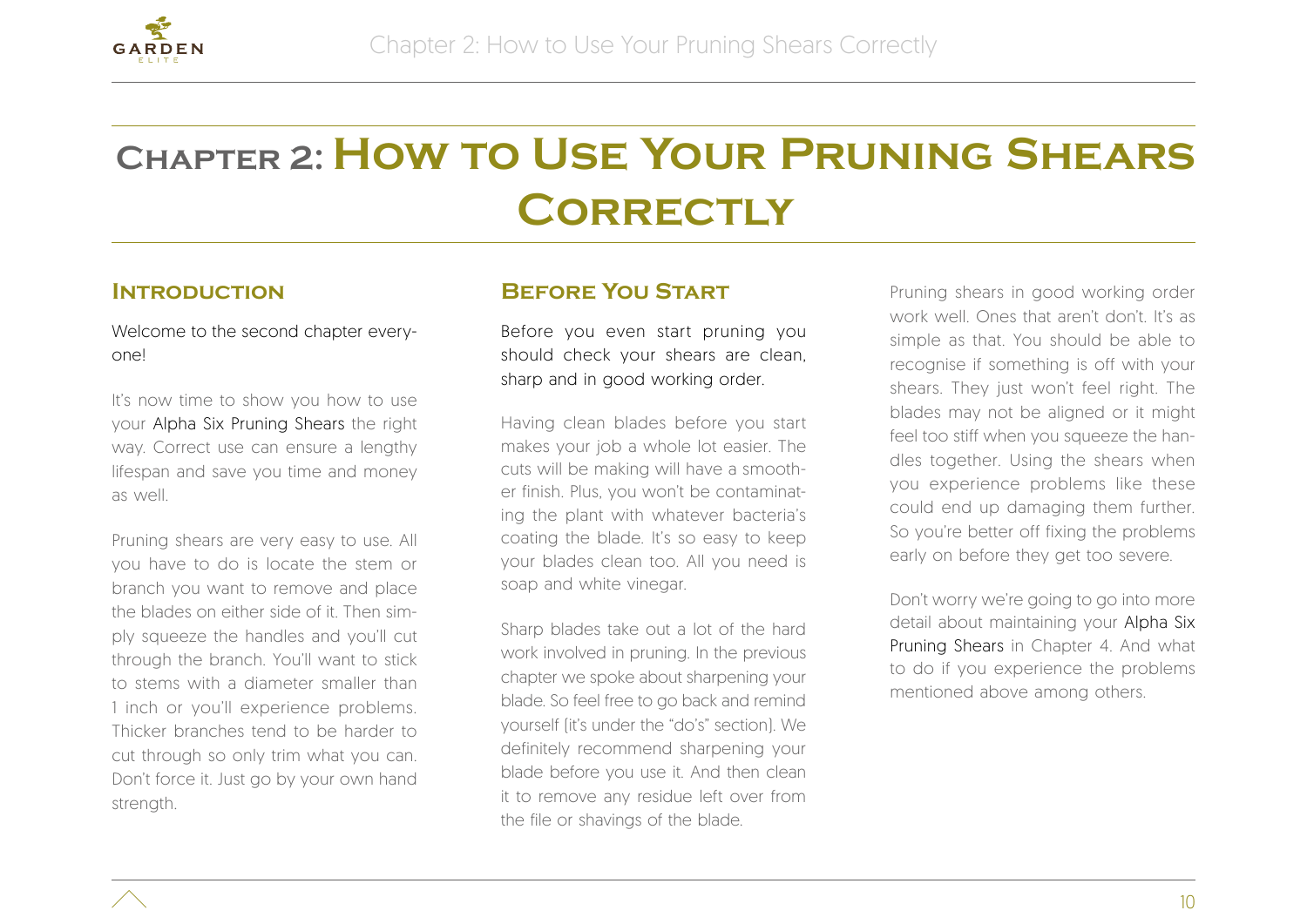# Chapter 2: How to Use Your Pruning Shears Correctly

## Introduction

Welcome to the second chapter everyone!

It's now time to show you how to use your Alpha Six Pruning Shears the right way. Correct use can ensure a lengthy lifespan and save you time and money as well.

Pruning shears are very easy to use. All you have to do is locate the stem or branch you want to remove and place the blades on either side of it. Then simply squeeze the handles and you'll cut through the branch. You'll want to stick to stems with a diameter smaller than 1 inch or you'll experience problems. Thicker branches tend to be harder to cut through so only trim what you can. Don't force it. Just go by your own hand strength.

## Before You Start

Before you even start pruning you should check your shears are clean, sharp and in good working order.

Having clean blades before you start makes your job a whole lot easier. The cuts will be making will have a smoother finish. Plus, you won't be contaminating the plant with whatever bacteria's coating the blade. It's so easy to keep your blades clean too. All you need is soap and white vinegar.

Sharp blades take out a lot of the hard work involved in pruning. In the previous chapter we spoke about sharpening your blade. So feel free to go back and remind yourself (it's under the "do's" section). We definitely recommend sharpening your blade before you use it. And then clean it to remove any residue left over from the file or shavings of the blade.

Pruning shears in good working order work well. Ones that aren't don't. It's as simple as that. You should be able to recognise if something is off with your shears. They just won't feel right. The blades may not be aligned or it might feel too stiff when you squeeze the handles together. Using the shears when you experience problems like these could end up damaging them further. So you're better off fixing the problems early on before they get too severe.

Don't worry we're going to go into more detail about maintaining your Alpha Six Pruning Shears in Chapter 4. And what to do if you experience the problems mentioned above among others.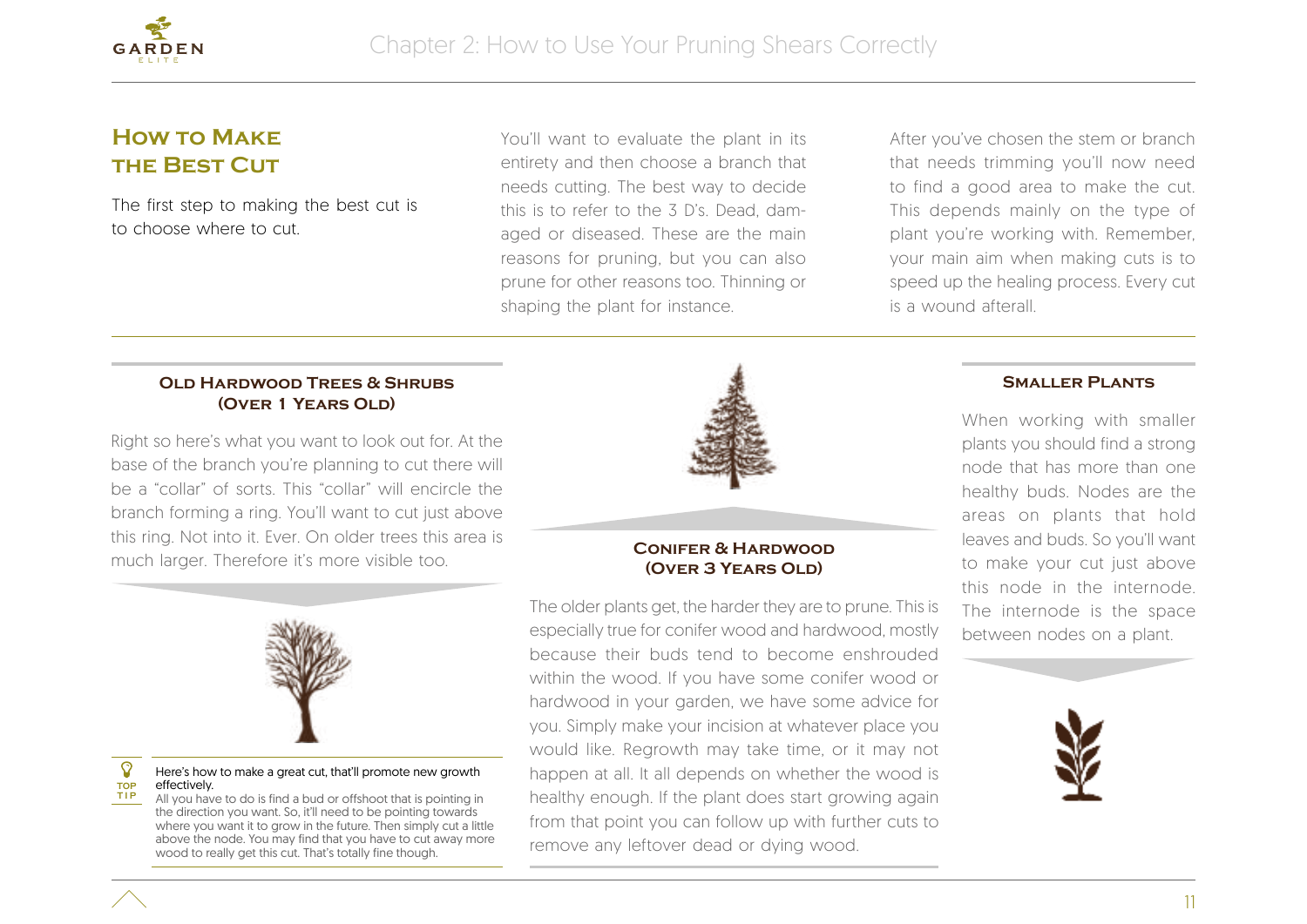## How to Make the Best Cut

The first step to making the best cut is to choose where to cut.

You'll want to evaluate the plant in its entirety and then choose a branch that needs cutting. The best way to decide this is to refer to the 3 D's. Dead, damaged or diseased. These are the main reasons for pruning, but you can also prune for other reasons too. Thinning or shaping the plant for instance.

After you've chosen the stem or branch that needs trimming you'll now need to find a good area to make the cut. This depends mainly on the type of plant you're working with. Remember, your main aim when making cuts is to speed up the healing process. Every cut is a wound afterall.

### Old Hardwood Trees & Shrubs (Over 1 Years Old)

Right so here's what you want to look out for. At the base of the branch you're planning to cut there will be a "collar" of sorts. This "collar" will encircle the branch forming a ring. You'll want to cut just above this ring. Not into it. Ever. On older trees this area is much larger. Therefore it's more visible too.

**TOP TIP**

Here's how to make a great cut, that'll promote new growth effectively.

All you have to do is find a bud or offshoot that is pointing in the direction you want. So, it'll need to be pointing towards where you want it to grow in the future. Then simply cut a little above the node. You may find that you have to cut away more wood to really get this cut. That's totally fine though.

### Conifer & Hardwood (Over 3 Years Old)

The older plants get, the harder they are to prune. This is especially true for conifer wood and hardwood, mostly because their buds tend to become enshrouded within the wood. If you have some conifer wood or hardwood in your garden, we have some advice for you. Simply make your incision at whatever place you would like. Regrowth may take time, or it may not happen at all. It all depends on whether the wood is healthy enough. If the plant does start growing again from that point you can follow up with further cuts to remove any leftover dead or dying wood.

### Smaller Plants

When working with smaller plants you should find a strong node that has more than one healthy buds. Nodes are the areas on plants that hold leaves and buds. So you'll want to make your cut just above this node in the internode. The internode is the space between nodes on a plant.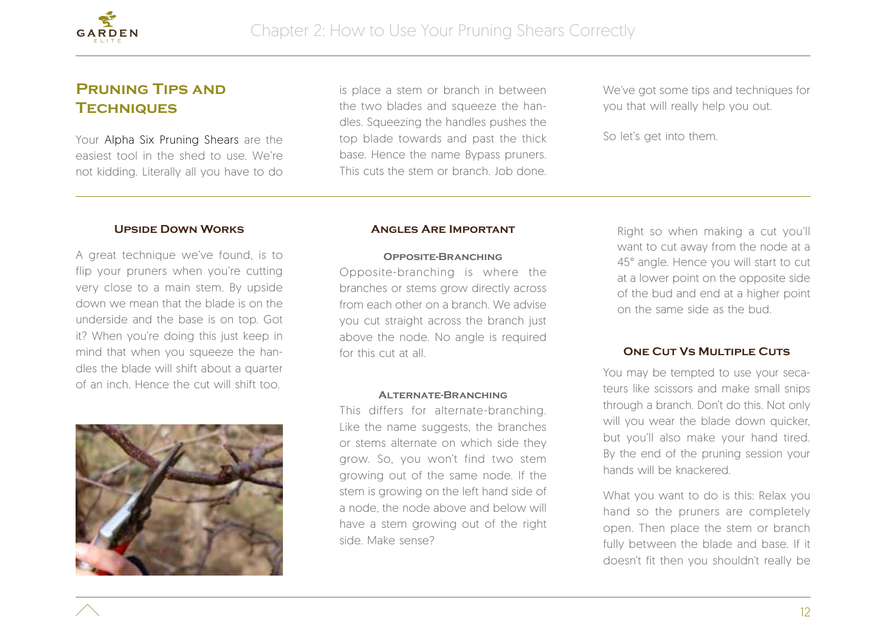## Pruning Tips and Techniques

Your Alpha Six Pruning Shears are the easiest tool in the shed to use. We're not kidding. Literally all you have to do is place a stem or branch in between the two blades and squeeze the handles. Squeezing the handles pushes the top blade towards and past the thick base. Hence the name Bypass pruners. This cuts the stem or branch. Job done.

We've got some tips and techniques for you that will really help you out.

So let's get into them.

### Upside Down Works

A great technique we've found, is to flip your pruners when you're cutting very close to a main stem. By upside down we mean that the blade is on the underside and the base is on top. Got it? When you're doing this just keep in mind that when you squeeze the handles the blade will shift about a quarter of an inch. Hence the cut will shift too.

### Angles Are Important

#### Opposite-Branching

Opposite-branching is where the branches or stems grow directly across from each other on a branch. We advise you cut straight across the branch just above the node. No angle is required for this cut at all.

#### Alternate-Branching

This differs for alternate-branching. Like the name suggests, the branches or stems alternate on which side they grow. So, you won't find two stem growing out of the same node. If the stem is growing on the left hand side of a node, the node above and below will have a stem growing out of the right side. Make sense?

Right so when making a cut you'll want to cut away from the node at a 45° angle. Hence you will start to cut at a lower point on the opposite side of the bud and end at a higher point on the same side as the bud.

### One Cut Vs Multiple Cuts

You may be tempted to use your secateurs like scissors and make small snips through a branch. Don't do this. Not only will you wear the blade down quicker, but you'll also make your hand tired. By the end of the pruning session your hands will be knackered.

What you want to do is this: Relax you hand so the pruners are completely open. Then place the stem or branch fully between the blade and base. If it doesn't fit then you shouldn't really be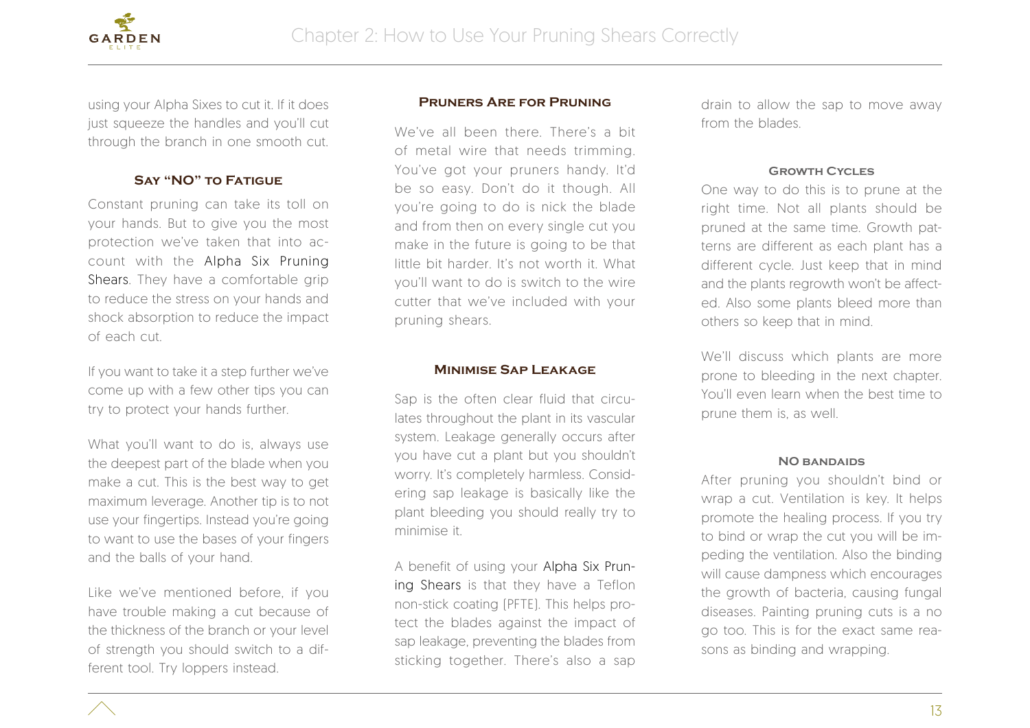using your Alpha Sixes to cut it. If it does just squeeze the handles and you'll cut through the branch in one smooth cut.

### Say "NO" to Fatigue

Constant pruning can take its toll on your hands. But to give you the most protection we've taken that into account with the Alpha Six Pruning Shears. They have a comfortable grip to reduce the stress on your hands and shock absorption to reduce the impact of each cut.

If you want to take it a step further we've come up with a few other tips you can try to protect your hands further.

What you'll want to do is, always use the deepest part of the blade when you make a cut. This is the best way to get maximum leverage. Another tip is to not use your fingertips. Instead you're going to want to use the bases of your fingers and the balls of your hand.

Like we've mentioned before, if you have trouble making a cut because of the thickness of the branch or your level of strength you should switch to a different tool. Try loppers instead.

### Pruners Are for Pruning

We've all been there. There's a bit of metal wire that needs trimming. You've got your pruners handy. It'd be so easy. Don't do it though. All you're going to do is nick the blade and from then on every single cut you make in the future is going to be that little bit harder. It's not worth it. What you'll want to do is switch to the wire cutter that we've included with your pruning shears.

### Minimise Sap Leakage

Sap is the often clear fluid that circulates throughout the plant in its vascular system. Leakage generally occurs after you have cut a plant but you shouldn't worry. It's completely harmless. Considering sap leakage is basically like the plant bleeding you should really try to minimise it.

A benefit of using your Alpha Six Pruning Shears is that they have a Teflon non-stick coating (PFTE). This helps protect the blades against the impact of sap leakage, preventing the blades from sticking together. There's also a sap drain to allow the sap to move away from the blades.

### Growth Cycles

One way to do this is to prune at the right time. Not all plants should be pruned at the same time. Growth patterns are different as each plant has a different cycle. Just keep that in mind and the plants regrowth won't be affected. Also some plants bleed more than others so keep that in mind.

We'll discuss which plants are more prone to bleeding in the next chapter. You'll even learn when the best time to prune them is, as well.

### NO bandaids

After pruning you shouldn't bind or wrap a cut. Ventilation is key. It helps promote the healing process. If you try to bind or wrap the cut you will be impeding the ventilation. Also the binding will cause dampness which encourages the growth of bacteria, causing fungal diseases. Painting pruning cuts is a no go too. This is for the exact same reasons as binding and wrapping.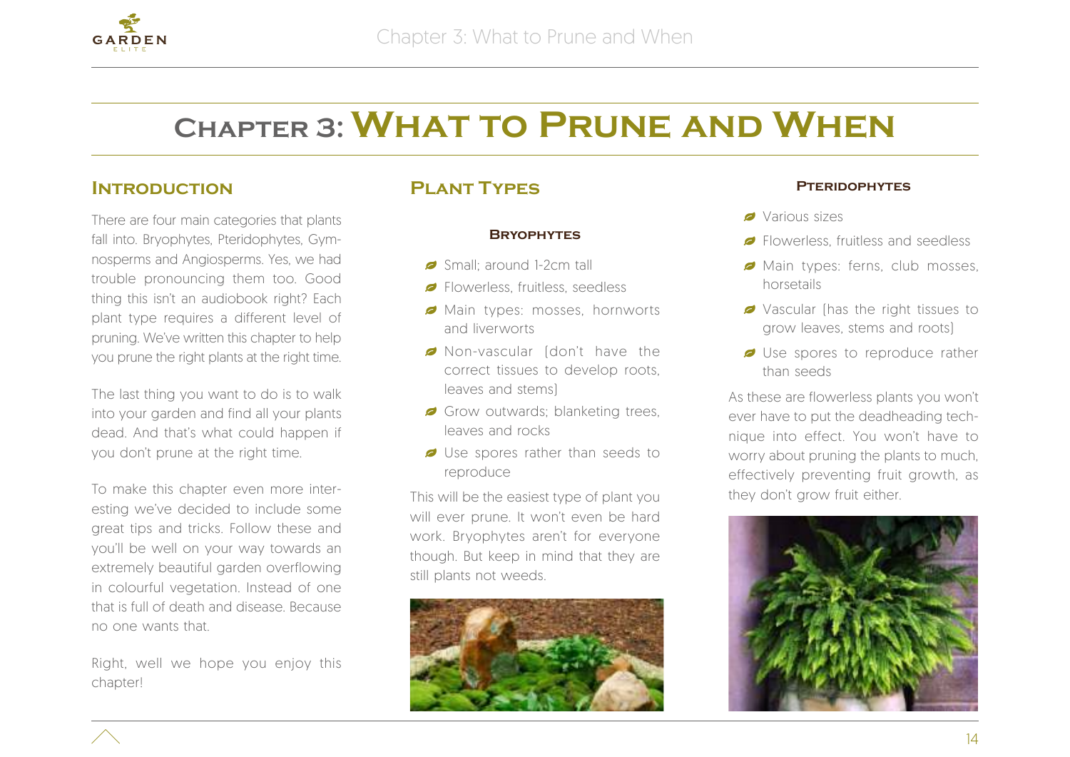# Chapter 3: What to Prune and When

## Introduction

There are four main categories that plants fall into. Bryophytes, Pteridophytes, Gymnosperms and Angiosperms. Yes, we had trouble pronouncing them too. Good thing this isn't an audiobook right? Each plant type requires a different level of pruning. We've written this chapter to help you prune the right plants at the right time.

The last thing you want to do is to walk into your garden and find all your plants dead. And that's what could happen if you don't prune at the right time.

To make this chapter even more interesting we've decided to include some great tips and tricks. Follow these and you'll be well on your way towards an extremely beautiful garden overflowing in colourful vegetation. Instead of one that is full of death and disease. Because no one wants that.

Right, well we hope you enjoy this chapter!

## Plant Types

### Bryophytes

- Small; around 1-2cm tall
- Flowerless, fruitless, seedless
- Main types: mosses, hornworts and liverworts
- Non-vascular (don't have the correct tissues to develop roots, leaves and stems)
- Grow outwards; blanketing trees, leaves and rocks
- Use spores rather than seeds to reproduce

This will be the easiest type of plant you will ever prune. It won't even be hard work. Bryophytes aren't for everyone though. But keep in mind that they are still plants not weeds.

### Pteridophytes

- Various sizes
- Flowerless, fruitless and seedless
- Main types: ferns, club mosses, horsetails
- Vascular (has the right tissues to grow leaves, stems and roots)
- Use spores to reproduce rather than seeds

As these are flowerless plants you won't ever have to put the deadheading technique into effect. You won't have to worry about pruning the plants to much, effectively preventing fruit growth, as they don't grow fruit either.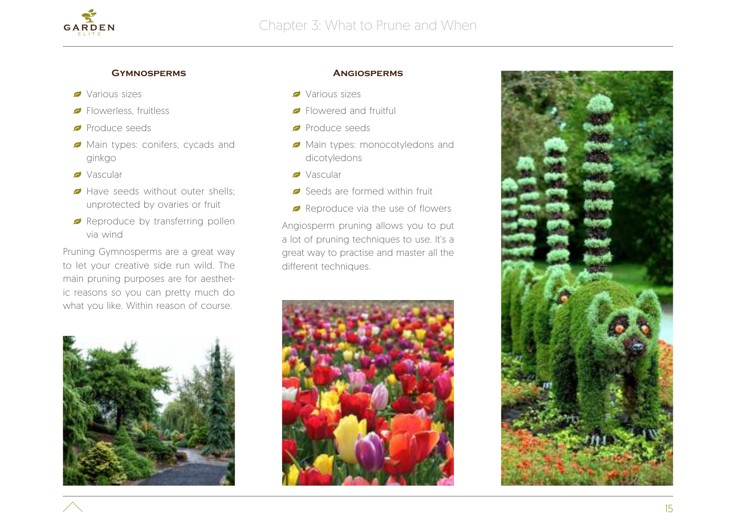### Gymnosperms

- Various sizes
- Flowerless, fruitless
- Produce seeds
- Main types: conifers, cycads and ginkgo
- Vascular
- Have seeds without outer shells; unprotected by ovaries or fruit
- Reproduce by transferring pollen via wind

Pruning Gymnosperms are a great way to let your creative side run wild. The main pruning purposes are for aesthetic reasons so you can pretty much do what you like. Within reason of course.

### Angiosperms

- Various sizes
- Flowered and fruitful
- Produce seeds
- Main types: monocotyledons and dicotyledons
- Vascular
- Seeds are formed within fruit
- Reproduce via the use of flowers

Angiosperm pruning allows you to put a lot of pruning techniques to use. It's a great way to practise and master all the different techniques.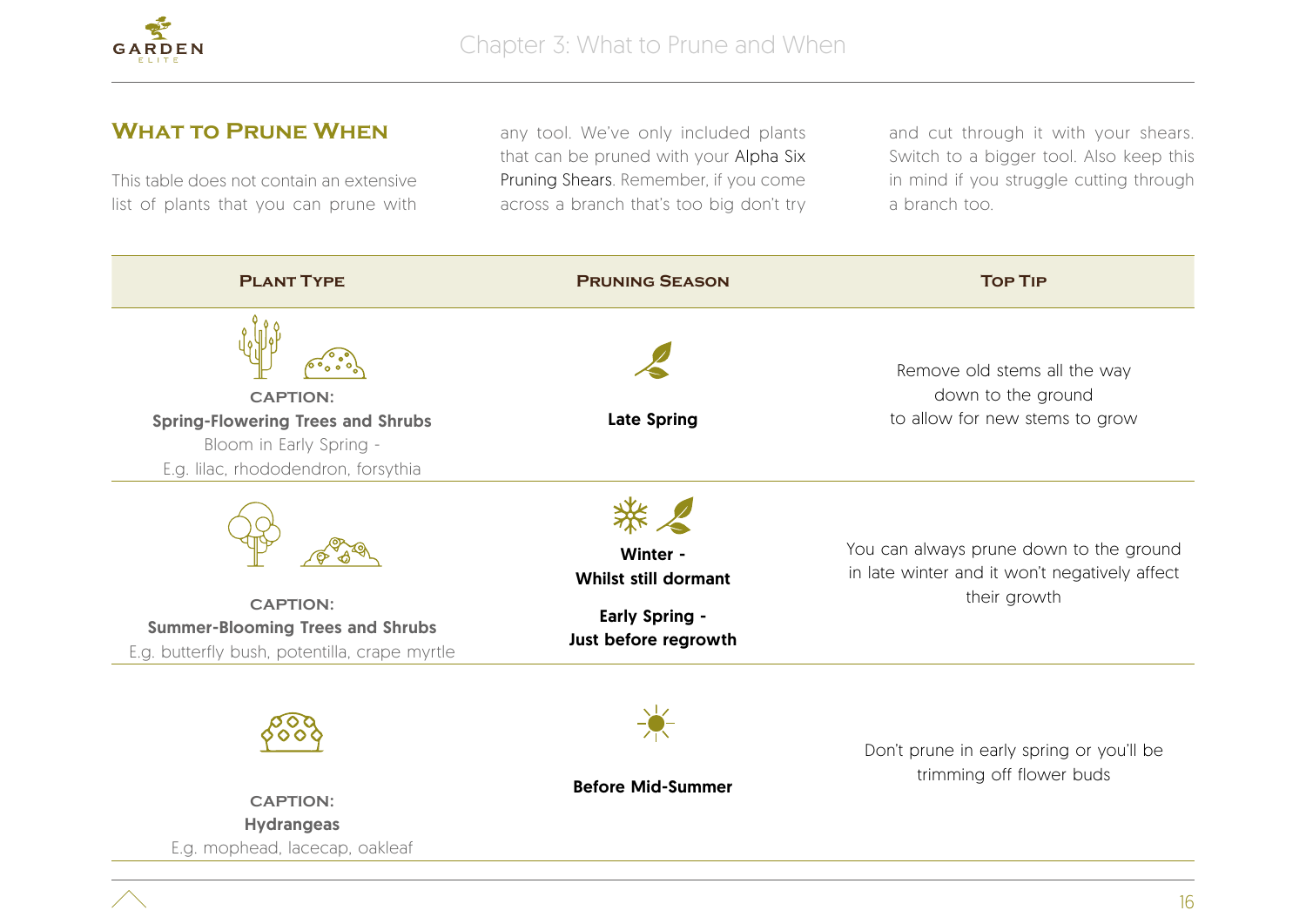## What to Prune When

This table does not contain an extensive list of plants that you can prune with any tool. We've only included plants that can be pruned with your Alpha Six Pruning Shears. Remember, if you come across a branch that's too big don't try and cut through it with your shears. Switch to a bigger tool. Also keep this in mind if you struggle cutting through a branch too.

| Plant Type | Pruning Season | Top Tip |
| --- | --- | --- |
| CAPTION: **Spring-Flowering Trees and Shrubs** Bloom in Early Spring - E.g. lilac, rhododendron, forsythia | **Late Spring** | Remove old stems all the way down to the ground to allow for new stems to grow |
| CAPTION: **Summer-Blooming Trees and Shrubs** E.g. butterfly bush, potentilla, crape myrtle | **Winter - Whilst still dormant** **Early Spring - Just before regrowth** | You can always prune down to the ground in late winter and it won't negatively affect their growth |
| CAPTION: **Hydrangeas** E.g. mophead, lacecap, oakleaf | **Before Mid-Summer** | Don't prune in early spring or you'll be trimming off flower buds |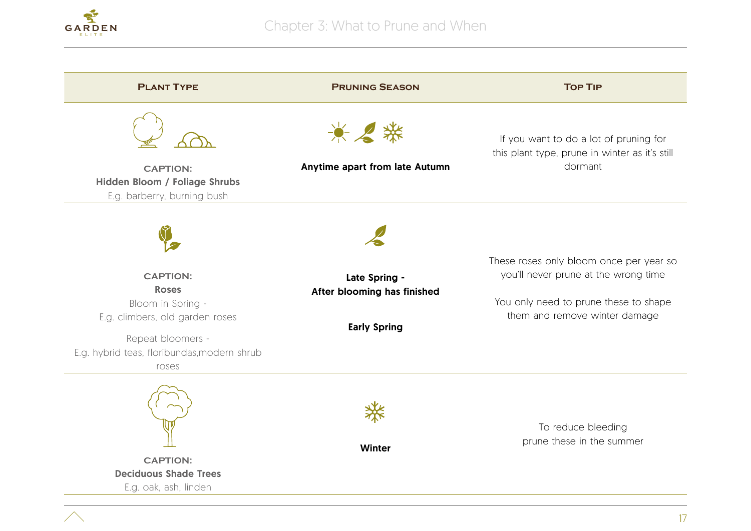| Plant Type | Pruning Season | Top Tip |
|---|---|---|
| CAPTION: **Hidden Bloom / Foliage Shrubs** E.g. barberry, burning bush | **Anytime apart from late Autumn** | If you want to do a lot of pruning for this plant type, prune in winter as it's still dormant |
| CAPTION: **Roses** Bloom in Spring - E.g. climbers, old garden roses<br><br>Repeat bloomers - E.g. hybrid teas, floribundas,modern shrub roses | **Late Spring - After blooming has finished**<br><br>**Early Spring** | These roses only bloom once per year so you'll never prune at the wrong time<br><br>You only need to prune these to shape them and remove winter damage |
| CAPTION: **Deciduous Shade Trees** E.g. oak, ash, linden | **Winter** | To reduce bleeding prune these in the summer |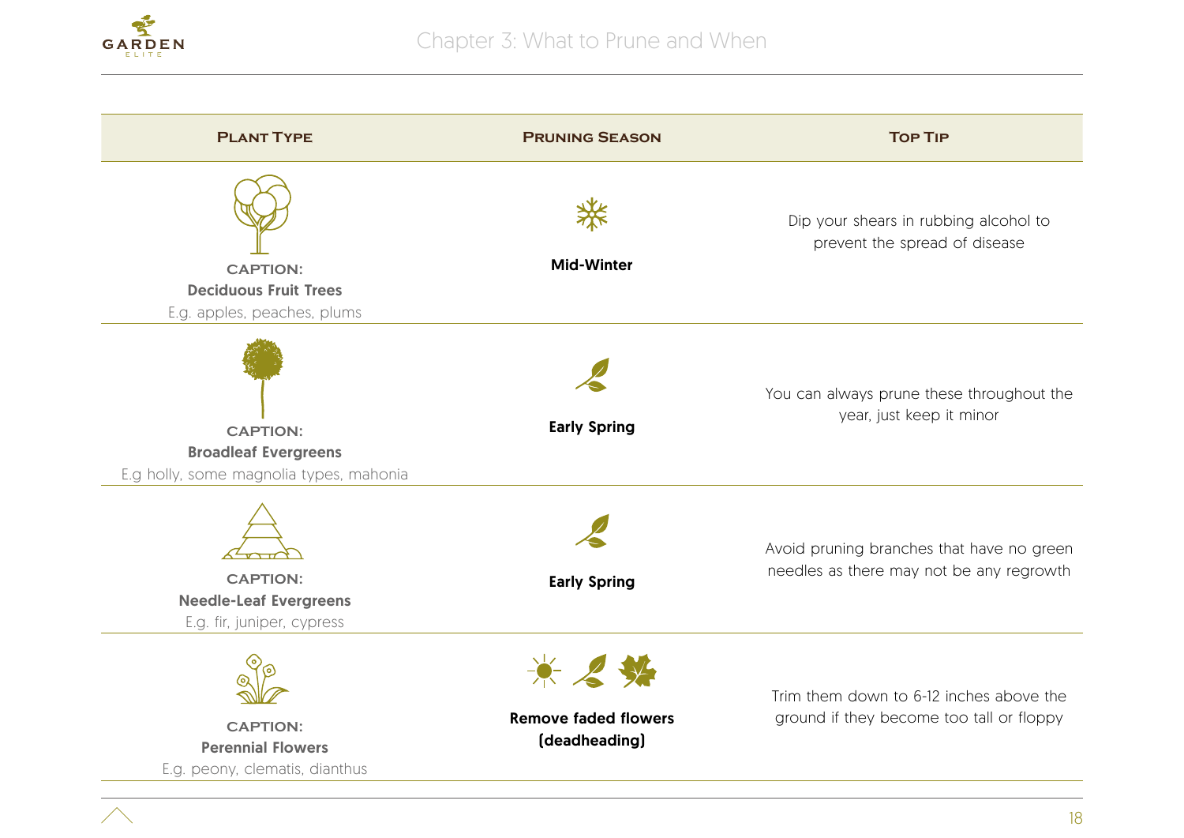| Plant Type | Pruning Season | Top Tip |
| --- | --- | --- |
| CAPTION: **Deciduous Fruit Trees** E.g. apples, peaches, plums | **Mid-Winter** | Dip your shears in rubbing alcohol to prevent the spread of disease |
| CAPTION: **Broadleaf Evergreens** E.g holly, some magnolia types, mahonia | **Early Spring** | You can always prune these throughout the year, just keep it minor |
| CAPTION: **Needle-Leaf Evergreens** E.g. fir, juniper, cypress | **Early Spring** | Avoid pruning branches that have no green needles as there may not be any regrowth |
| CAPTION: **Perennial Flowers** E.g. peony, clematis, dianthus | **Remove faded flowers (deadheading)** | Trim them down to 6-12 inches above the ground if they become too tall or floppy |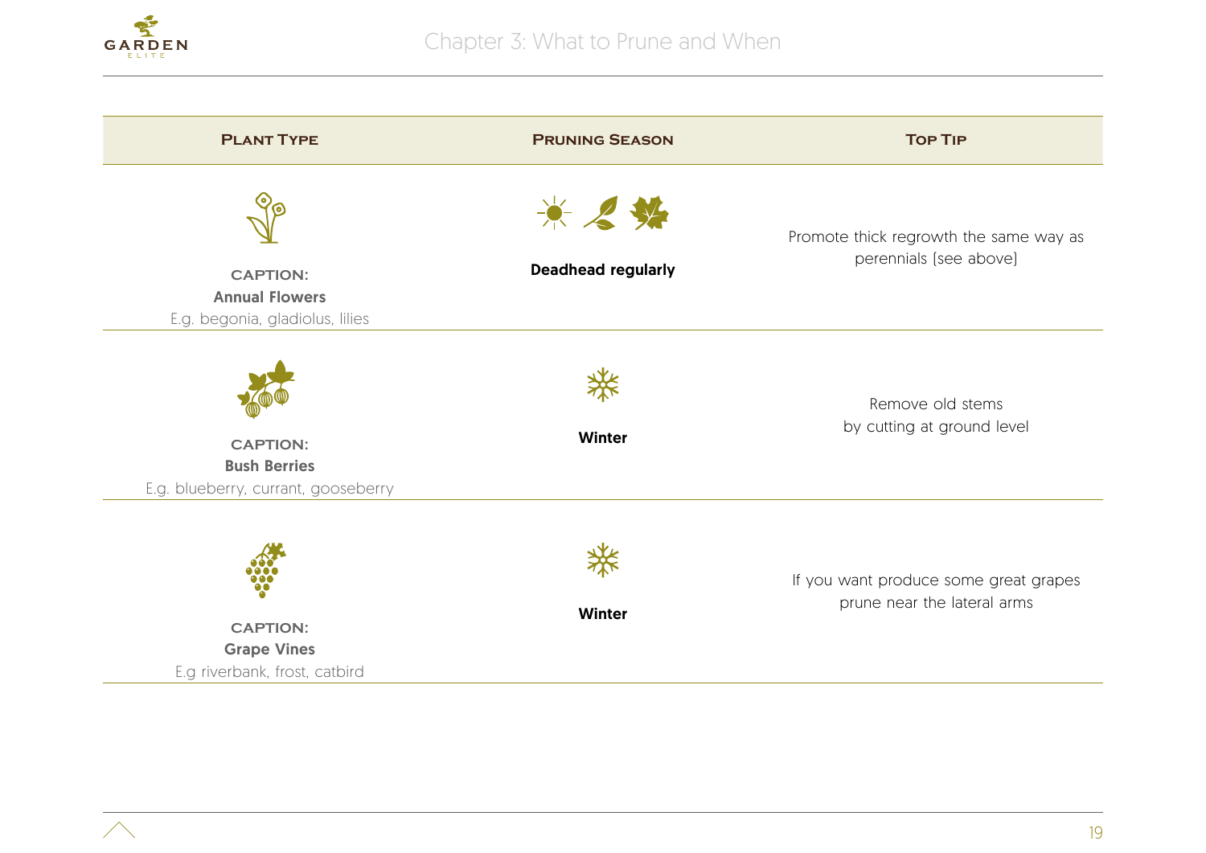| Plant Type | Pruning Season | Top Tip |
| --- | --- | --- |
| CAPTION: **Annual Flowers** E.g. begonia, gladiolus, lilies | **Deadhead regularly** | Promote thick regrowth the same way as perennials (see above) |
| CAPTION: **Bush Berries** E.g. blueberry, currant, gooseberry | **Winter** | Remove old stems by cutting at ground level |
| CAPTION: **Grape Vines** E.g riverbank, frost, catbird | **Winter** | If you want produce some great grapes prune near the lateral arms |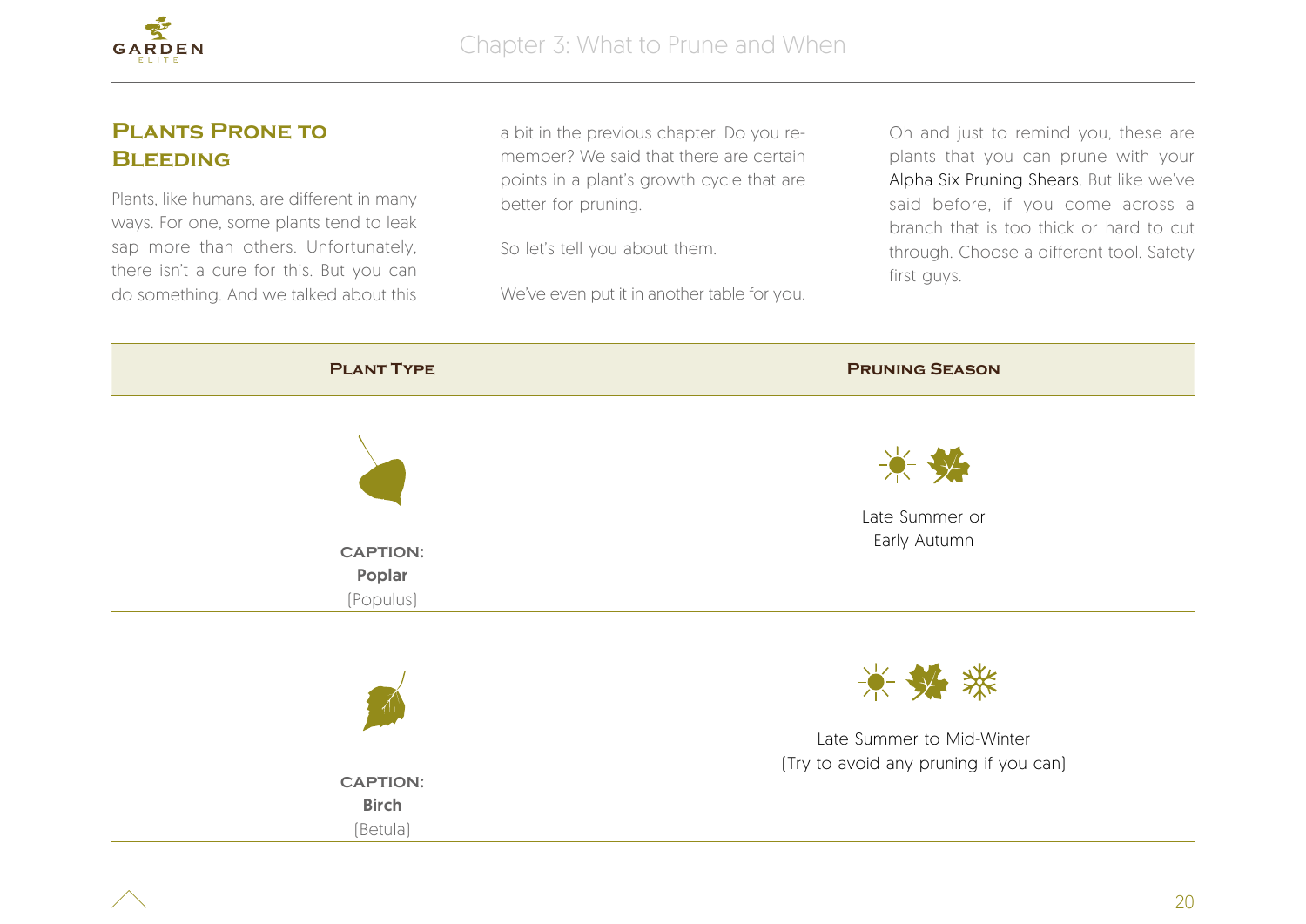## Plants Prone to Bleeding

Plants, like humans, are different in many ways. For one, some plants tend to leak sap more than others. Unfortunately, there isn't a cure for this. But you can do something. And we talked about this a bit in the previous chapter. Do you remember? We said that there are certain points in a plant's growth cycle that are better for pruning.

So let's tell you about them.

We've even put it in another table for you.

Oh and just to remind you, these are plants that you can prune with your Alpha Six Pruning Shears. But like we've said before, if you come across a branch that is too thick or hard to cut through. Choose a different tool. Safety first guys.

| Plant Type | Pruning Season |
| --- | --- |
| CAPTION: **Poplar** (Populus) | Late Summer or Early Autumn |
| CAPTION: **Birch** (Betula) | Late Summer to Mid-Winter (Try to avoid any pruning if you can) |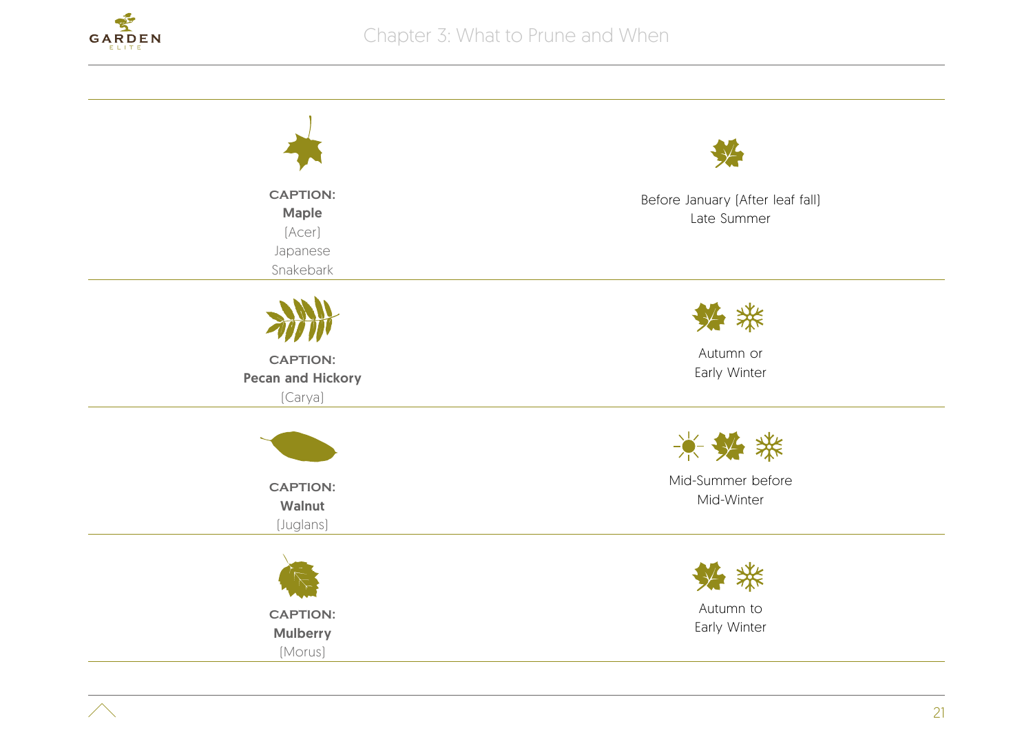| | |
|---|---|
| **CAPTION:** **Maple** (Acer) Japanese Snakebark | Before January (After leaf fall) Late Summer |
| **CAPTION:** **Pecan and Hickory** (Carya) | Autumn or Early Winter |
| **CAPTION:** **Walnut** (Juglans) | Mid-Summer before Mid-Winter |
| **CAPTION:** **Mulberry** (Morus) | Autumn to Early Winter |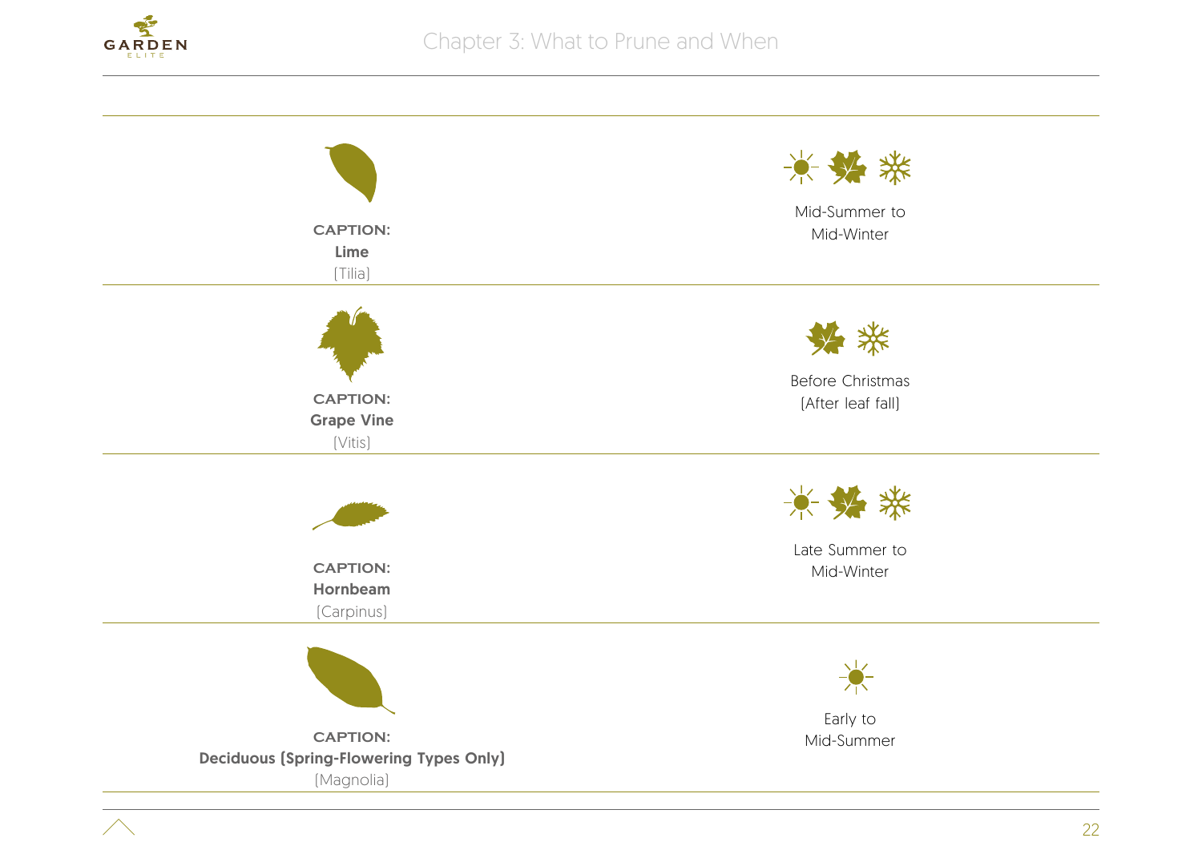| Plant | When to Prune |
| --- | --- |
| **CAPTION:** **Lime** (Tilia) | Mid-Summer to Mid-Winter |
| **CAPTION:** **Grape Vine** (Vitis) | Before Christmas (After leaf fall) |
| **CAPTION:** **Hornbeam** (Carpinus) | Late Summer to Mid-Winter |
| **CAPTION:** **Deciduous (Spring-Flowering Types Only)** (Magnolia) | Early to Mid-Summer |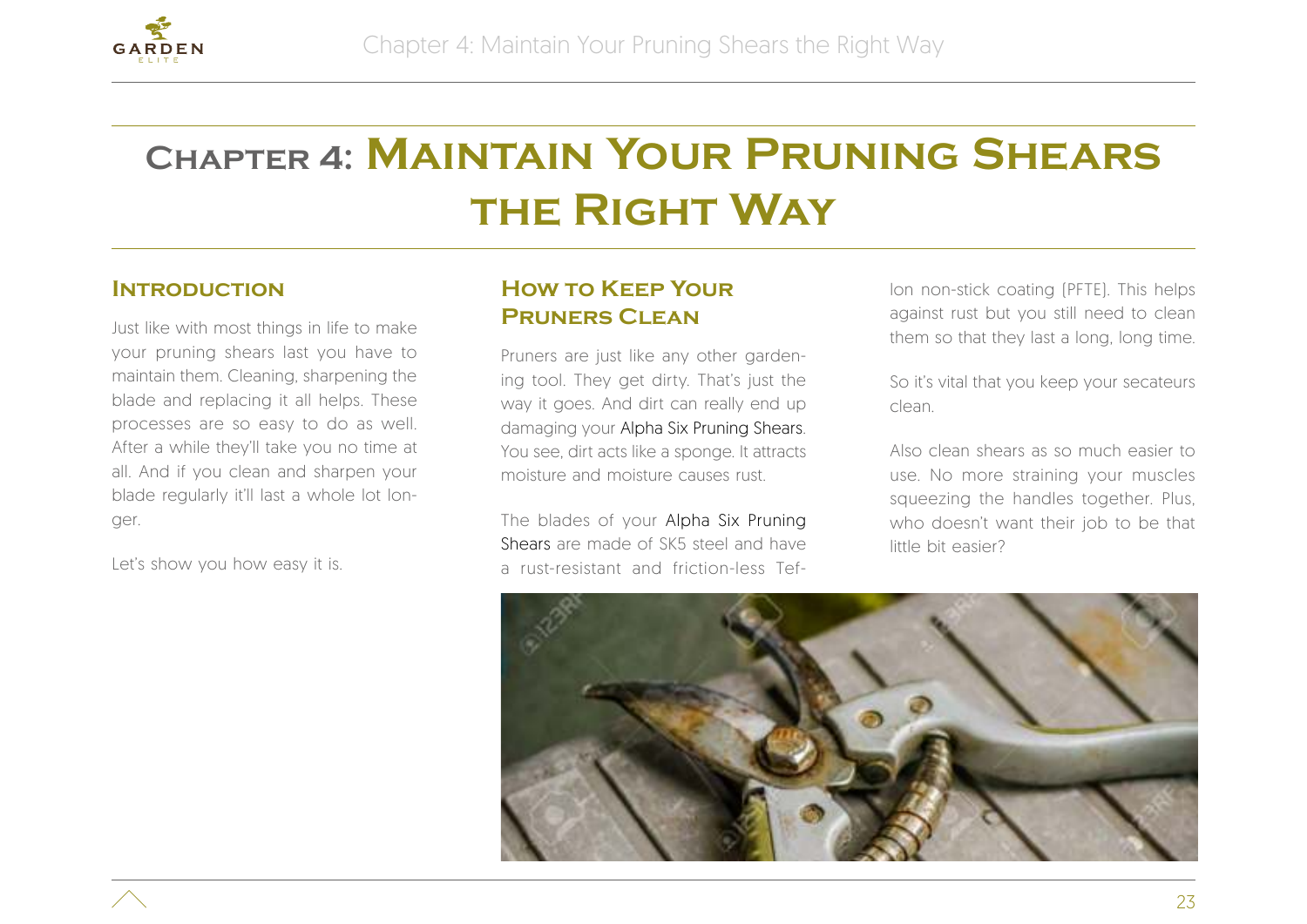# Chapter 4: Maintain Your Pruning Shears the Right Way

## Introduction

Just like with most things in life to make your pruning shears last you have to maintain them. Cleaning, sharpening the blade and replacing it all helps. These processes are so easy to do as well. After a while they'll take you no time at all. And if you clean and sharpen your blade regularly it'll last a whole lot longer.

Let's show you how easy it is.

## How to Keep Your Pruners Clean

Pruners are just like any other gardening tool. They get dirty. That's just the way it goes. And dirt can really end up damaging your Alpha Six Pruning Shears. You see, dirt acts like a sponge. It attracts moisture and moisture causes rust.

The blades of your Alpha Six Pruning Shears are made of SK5 steel and have a rust-resistant and friction-less Teflon non-stick coating (PFTE). This helps against rust but you still need to clean them so that they last a long, long time.

So it's vital that you keep your secateurs clean.

Also clean shears as so much easier to use. No more straining your muscles squeezing the handles together. Plus, who doesn't want their job to be that little bit easier?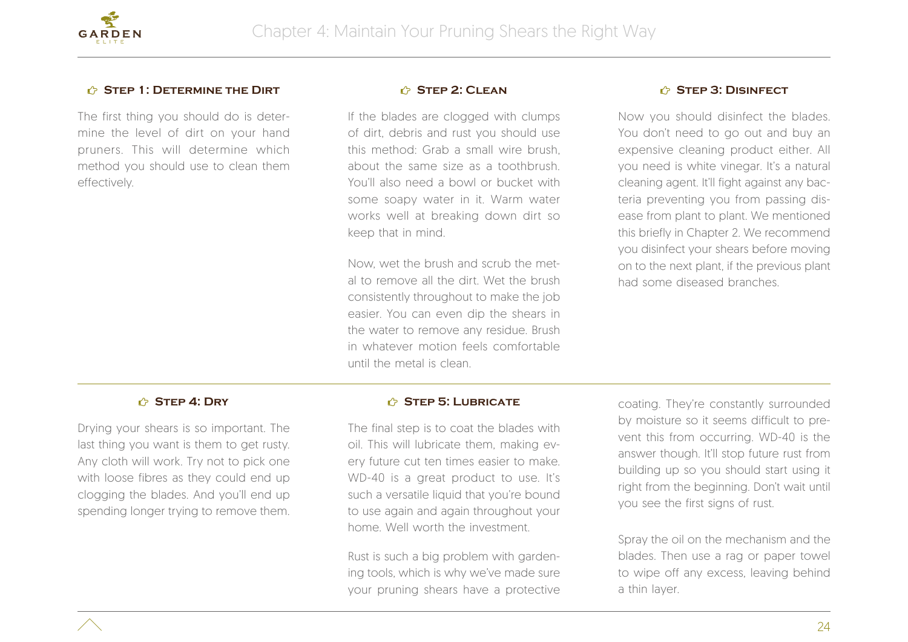#### Step 1: Determine the Dirt

The first thing you should do is determine the level of dirt on your hand pruners. This will determine which method you should use to clean them effectively.

#### Step 2: Clean

If the blades are clogged with clumps of dirt, debris and rust you should use this method: Grab a small wire brush, about the same size as a toothbrush. You'll also need a bowl or bucket with some soapy water in it. Warm water works well at breaking down dirt so keep that in mind.

Now, wet the brush and scrub the metal to remove all the dirt. Wet the brush consistently throughout to make the job easier. You can even dip the shears in the water to remove any residue. Brush in whatever motion feels comfortable until the metal is clean.

#### Step 3: Disinfect

Now you should disinfect the blades. You don't need to go out and buy an expensive cleaning product either. All you need is white vinegar. It's a natural cleaning agent. It'll fight against any bacteria preventing you from passing disease from plant to plant. We mentioned this briefly in Chapter 2. We recommend you disinfect your shears before moving on to the next plant, if the previous plant had some diseased branches.

#### Step 4: Dry

Drying your shears is so important. The last thing you want is them to get rusty. Any cloth will work. Try not to pick one with loose fibres as they could end up clogging the blades. And you'll end up spending longer trying to remove them.

#### Step 5: Lubricate

The final step is to coat the blades with oil. This will lubricate them, making every future cut ten times easier to make. WD-40 is a great product to use. It's such a versatile liquid that you're bound to use again and again throughout your home. Well worth the investment.

Rust is such a big problem with gardening tools, which is why we've made sure your pruning shears have a protective coating. They're constantly surrounded by moisture so it seems difficult to prevent this from occurring. WD-40 is the answer though. It'll stop future rust from building up so you should start using it right from the beginning. Don't wait until you see the first signs of rust.

Spray the oil on the mechanism and the blades. Then use a rag or paper towel to wipe off any excess, leaving behind a thin layer.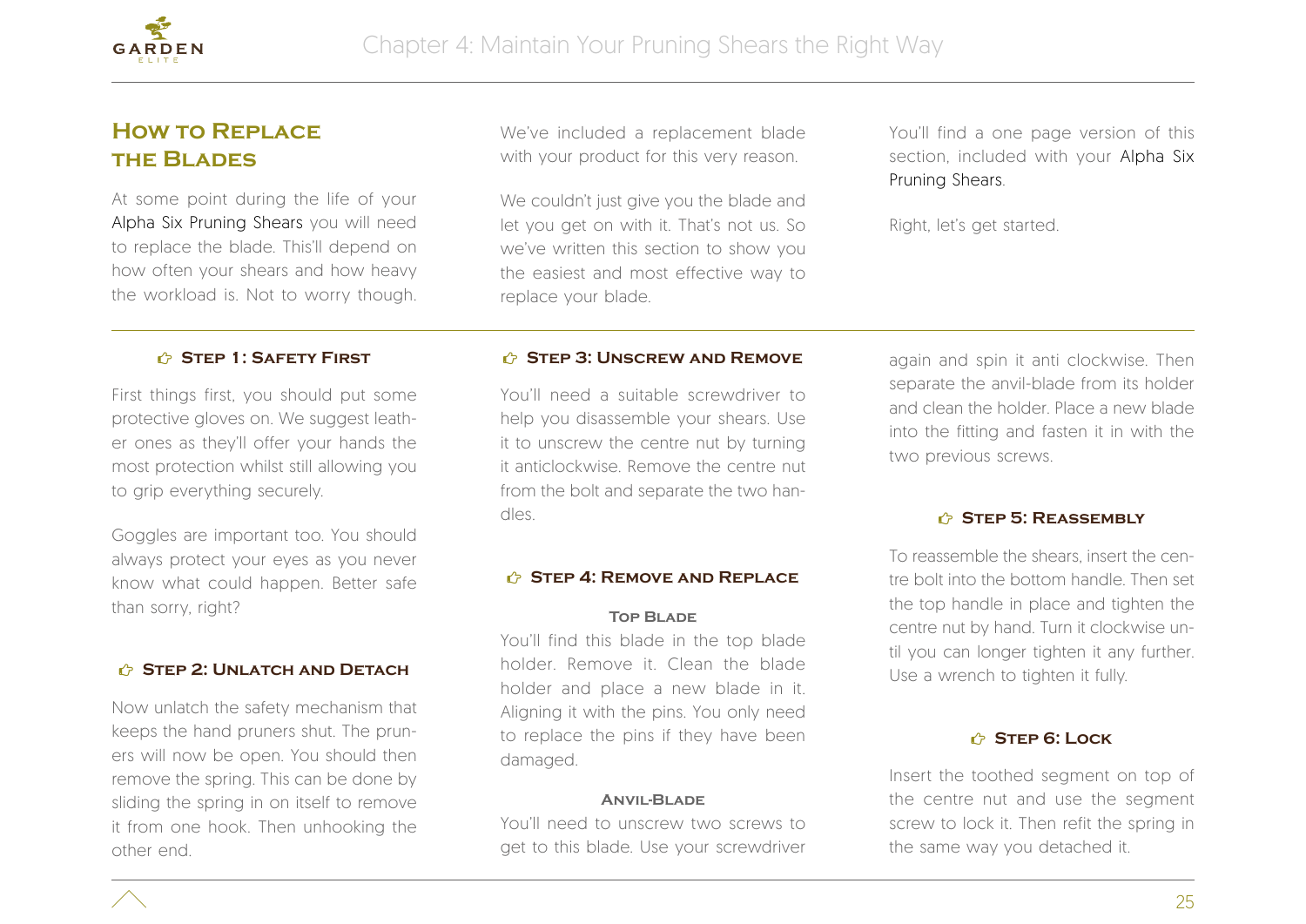## How to Replace the Blades

At some point during the life of your Alpha Six Pruning Shears you will need to replace the blade. This'll depend on how often your shears and how heavy the workload is. Not to worry though.

We've included a replacement blade with your product for this very reason.

We couldn't just give you the blade and let you get on with it. That's not us. So we've written this section to show you the easiest and most effective way to replace your blade.

You'll find a one page version of this section, included with your Alpha Six Pruning Shears.

Right, let's get started.

### ☞ Step 1: Safety First

First things first, you should put some protective gloves on. We suggest leather ones as they'll offer your hands the most protection whilst still allowing you to grip everything securely.

Goggles are important too. You should always protect your eyes as you never know what could happen. Better safe than sorry, right?

### ☞ Step 2: Unlatch and Detach

Now unlatch the safety mechanism that keeps the hand pruners shut. The pruners will now be open. You should then remove the spring. This can be done by sliding the spring in on itself to remove it from one hook. Then unhooking the other end.

### ☞ Step 3: Unscrew and Remove

You'll need a suitable screwdriver to help you disassemble your shears. Use it to unscrew the centre nut by turning it anticlockwise. Remove the centre nut from the bolt and separate the two handles.

### ☞ Step 4: Remove and Replace

#### Top Blade

You'll find this blade in the top blade holder. Remove it. Clean the blade holder and place a new blade in it. Aligning it with the pins. You only need to replace the pins if they have been damaged.

#### Anvil-Blade

You'll need to unscrew two screws to get to this blade. Use your screwdriver again and spin it anti clockwise. Then separate the anvil-blade from its holder and clean the holder. Place a new blade into the fitting and fasten it in with the two previous screws.

### ☞ Step 5: Reassembly

To reassemble the shears, insert the centre bolt into the bottom handle. Then set the top handle in place and tighten the centre nut by hand. Turn it clockwise until you can longer tighten it any further. Use a wrench to tighten it fully.

### ☞ Step 6: Lock

Insert the toothed segment on top of the centre nut and use the segment screw to lock it. Then refit the spring in the same way you detached it.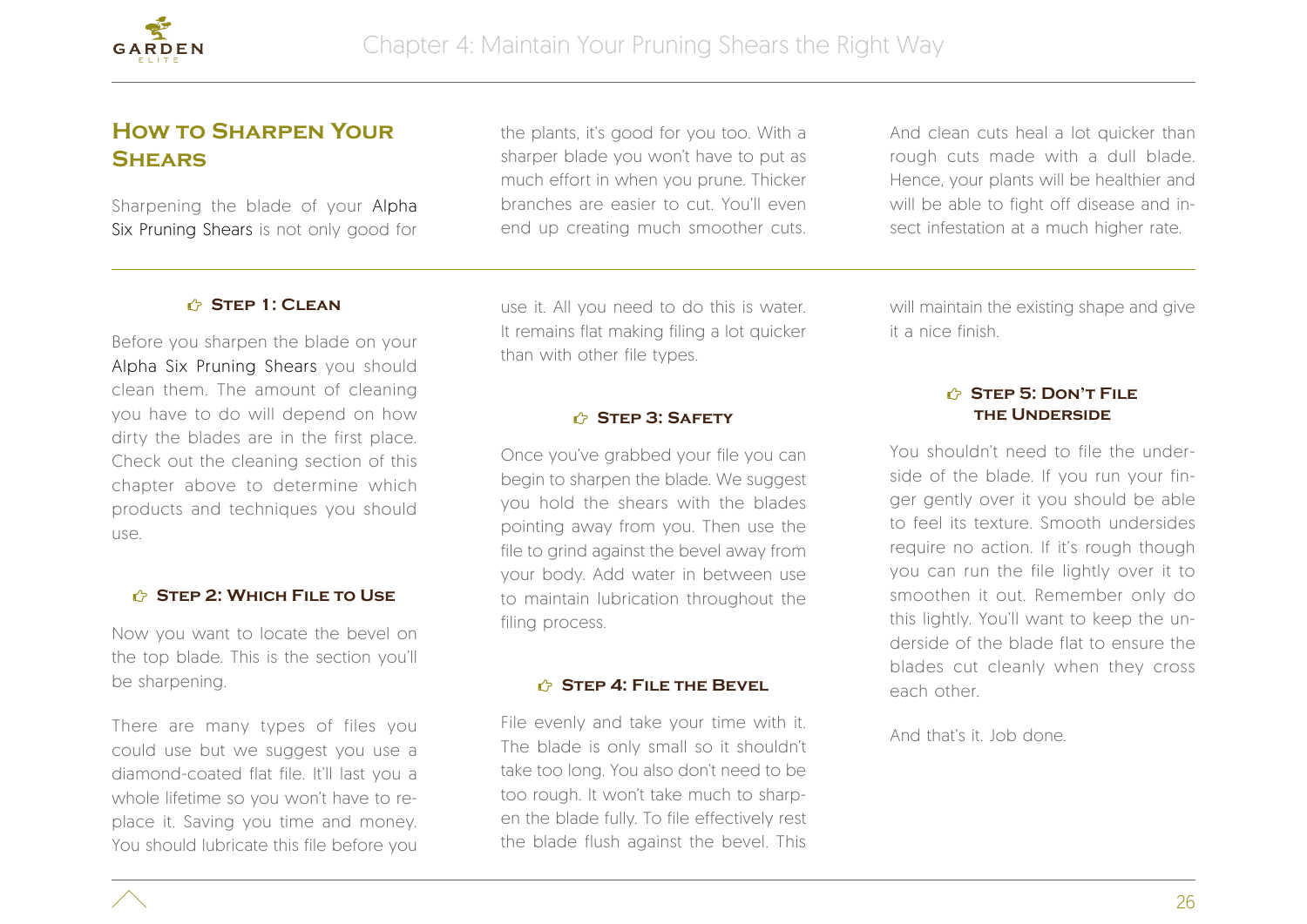## How to Sharpen Your Shears

Sharpening the blade of your Alpha Six Pruning Shears is not only good for the plants, it's good for you too. With a sharper blade you won't have to put as much effort in when you prune. Thicker branches are easier to cut. You'll even end up creating much smoother cuts. And clean cuts heal a lot quicker than rough cuts made with a dull blade. Hence, your plants will be healthier and will be able to fight off disease and insect infestation at a much higher rate.

### ☞ Step 1: Clean

Before you sharpen the blade on your Alpha Six Pruning Shears you should clean them. The amount of cleaning you have to do will depend on how dirty the blades are in the first place. Check out the cleaning section of this chapter above to determine which products and techniques you should use.

### ☞ Step 2: Which File to Use

Now you want to locate the bevel on the top blade. This is the section you'll be sharpening.

There are many types of files you could use but we suggest you use a diamond-coated flat file. It'll last you a whole lifetime so you won't have to replace it. Saving you time and money. You should lubricate this file before you use it. All you need to do this is water. It remains flat making filing a lot quicker than with other file types.

### ☞ Step 3: Safety

Once you've grabbed your file you can begin to sharpen the blade. We suggest you hold the shears with the blades pointing away from you. Then use the file to grind against the bevel away from your body. Add water in between use to maintain lubrication throughout the filing process.

### ☞ Step 4: File the Bevel

File evenly and take your time with it. The blade is only small so it shouldn't take too long. You also don't need to be too rough. It won't take much to sharpen the blade fully. To file effectively rest the blade flush against the bevel. This will maintain the existing shape and give it a nice finish.

### ☞ Step 5: Don't File the Underside

You shouldn't need to file the underside of the blade. If you run your finger gently over it you should be able to feel its texture. Smooth undersides require no action. If it's rough though you can run the file lightly over it to smoothen it out. Remember only do this lightly. You'll want to keep the underside of the blade flat to ensure the blades cut cleanly when they cross each other.

And that's it. Job done.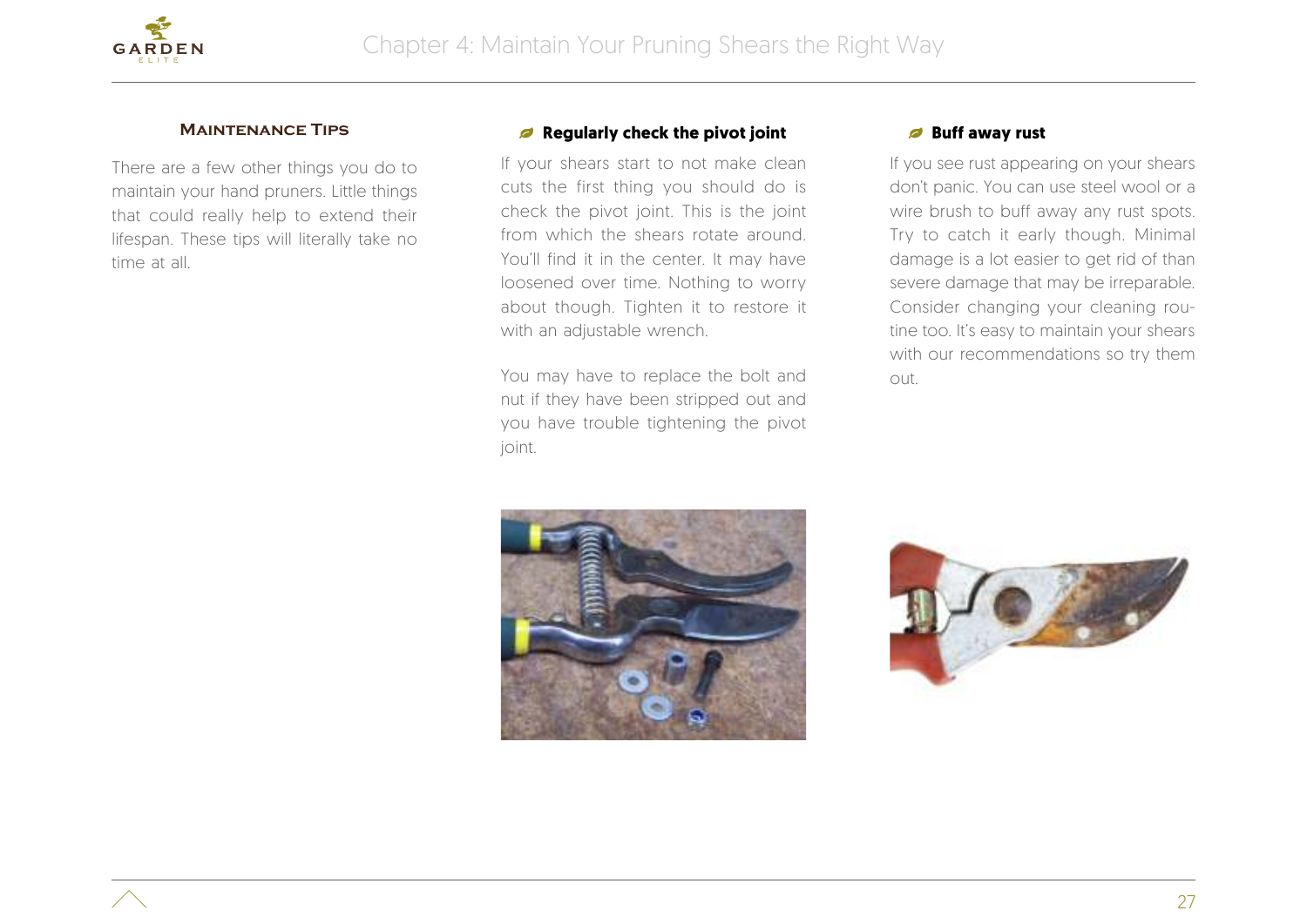## Maintenance Tips

There are a few other things you do to maintain your hand pruners. Little things that could really help to extend their lifespan. These tips will literally take no time at all.

### Regularly check the pivot joint

If your shears start to not make clean cuts the first thing you should do is check the pivot joint. This is the joint from which the shears rotate around. You'll find it in the center. It may have loosened over time. Nothing to worry about though. Tighten it to restore it with an adjustable wrench.

You may have to replace the bolt and nut if they have been stripped out and you have trouble tightening the pivot joint.

### Buff away rust

If you see rust appearing on your shears don't panic. You can use steel wool or a wire brush to buff away any rust spots. Try to catch it early though. Minimal damage is a lot easier to get rid of than severe damage that may be irreparable. Consider changing your cleaning routine too. It's easy to maintain your shears with our recommendations so try them out.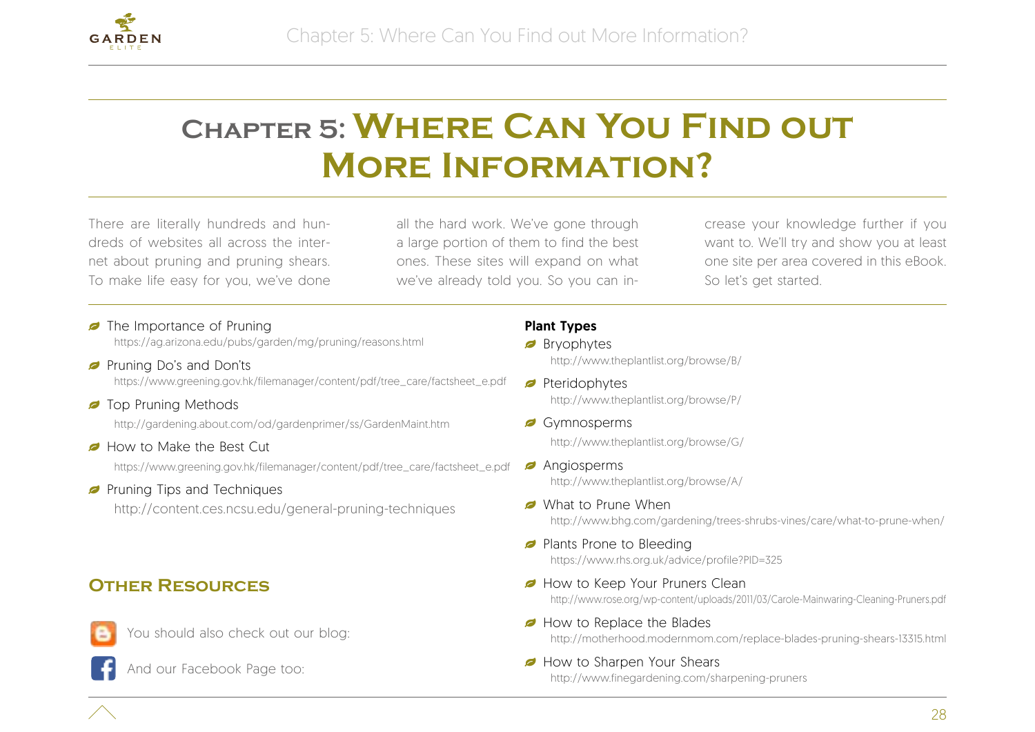# Chapter 5: Where Can You Find out More Information?

There are literally hundreds and hundreds of websites all across the internet about pruning and pruning shears. To make life easy for you, we've done all the hard work. We've gone through a large portion of them to find the best ones. These sites will expand on what we've already told you. So you can increase your knowledge further if you want to. We'll try and show you at least one site per area covered in this eBook. So let's get started.

- The Importance of Pruning
  https://ag.arizona.edu/pubs/garden/mg/pruning/reasons.html
- Pruning Do's and Don'ts
  https://www.greening.gov.hk/filemanager/content/pdf/tree_care/factsheet_e.pdf
- Top Pruning Methods
  http://gardening.about.com/od/gardenprimer/ss/GardenMaint.htm
- How to Make the Best Cut
  https://www.greening.gov.hk/filemanager/content/pdf/tree_care/factsheet_e.pdf
- Pruning Tips and Techniques
  http://content.ces.ncsu.edu/general-pruning-techniques

**Plant Types**

- Bryophytes
  http://www.theplantlist.org/browse/B/
- Pteridophytes
  http://www.theplantlist.org/browse/P/
- Gymnosperms
  http://www.theplantlist.org/browse/G/
- Angiosperms
  http://www.theplantlist.org/browse/A/
- What to Prune When
  http://www.bhg.com/gardening/trees-shrubs-vines/care/what-to-prune-when/
- Plants Prone to Bleeding
  https://www.rhs.org.uk/advice/profile?PID=325
- How to Keep Your Pruners Clean
  http://www.rose.org/wp-content/uploads/2011/03/Carole-Mainwaring-Cleaning-Pruners.pdf
- How to Replace the Blades
  http://motherhood.modernmom.com/replace-blades-pruning-shears-13315.html
- How to Sharpen Your Shears
  http://www.finegardening.com/sharpening-pruners

## Other Resources

You should also check out our blog:

And our Facebook Page too: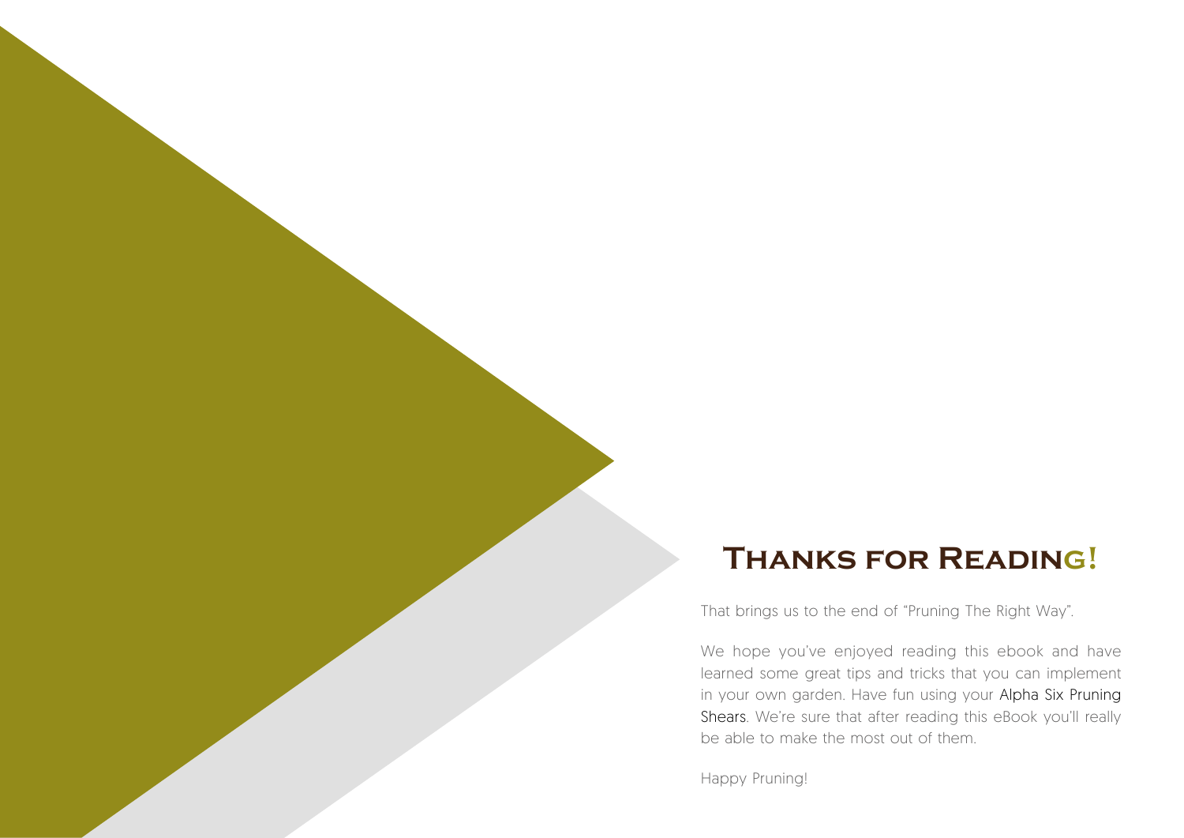# Thanks for Reading!

That brings us to the end of "Pruning The Right Way".

We hope you've enjoyed reading this ebook and have learned some great tips and tricks that you can implement in your own garden. Have fun using your Alpha Six Pruning Shears. We're sure that after reading this eBook you'll really be able to make the most out of them.

Happy Pruning!